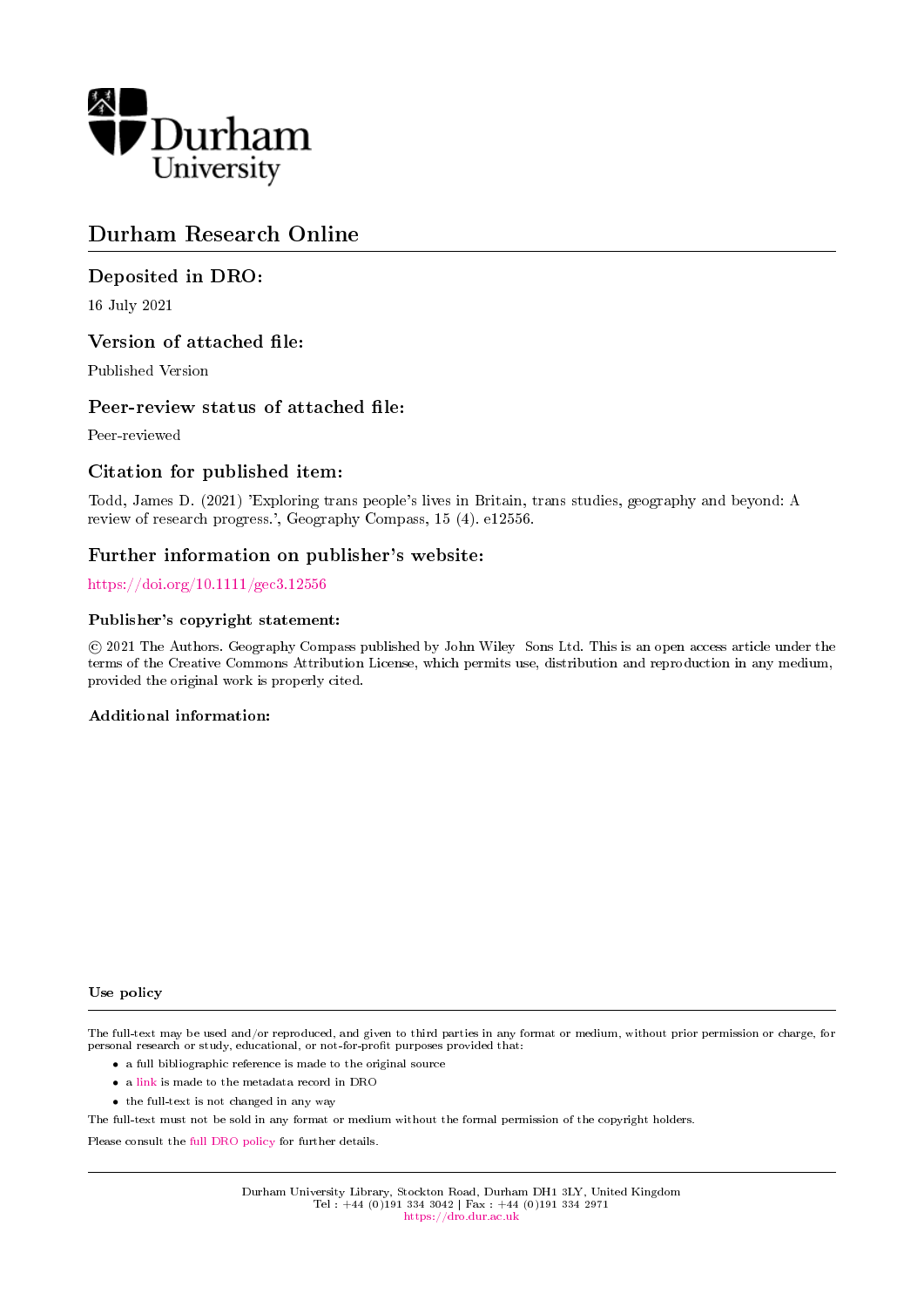Durham University

# Durham Research Online

## Deposited in DRO:

16 July 2021

## Version of attached file:

Published Version

## Peer-review status of attached file:

Peer-reviewed

## Citation for published item:

Todd, James D. (2021) 'Exploring trans people's lives in Britain, trans studies, geography and beyond: A review of research progress.', Geography Compass, 15 (4). e12556.

## Further information on publisher's website:

https://doi.org/10.1111/gec3.12556

### Publisher's copyright statement:

© 2021 The Authors. Geography Compass published by John Wiley Sons Ltd. This is an open access article under the terms of the Creative Commons Attribution License, which permits use, distribution and reproduction in any medium, provided the original work is properly cited.

### Additional information:

### Use policy

The full-text may be used and/or reproduced, and given to third parties in any format or medium, without prior permission or charge, for personal research or study, educational, or not-for-profit purposes provided that:

- a full bibliographic reference is made to the original source
- a link is made to the metadata record in DRO
- the full-text is not changed in any way

The full-text must not be sold in any format or medium without the formal permission of the copyright holders.

Please consult the full DRO policy for further details.

Durham University Library, Stockton Road, Durham DH1 3LY, United Kingdom
Tel : +44 (0)191 334 3042 | Fax : +44 (0)191 334 2971
https://dro.dur.ac.uk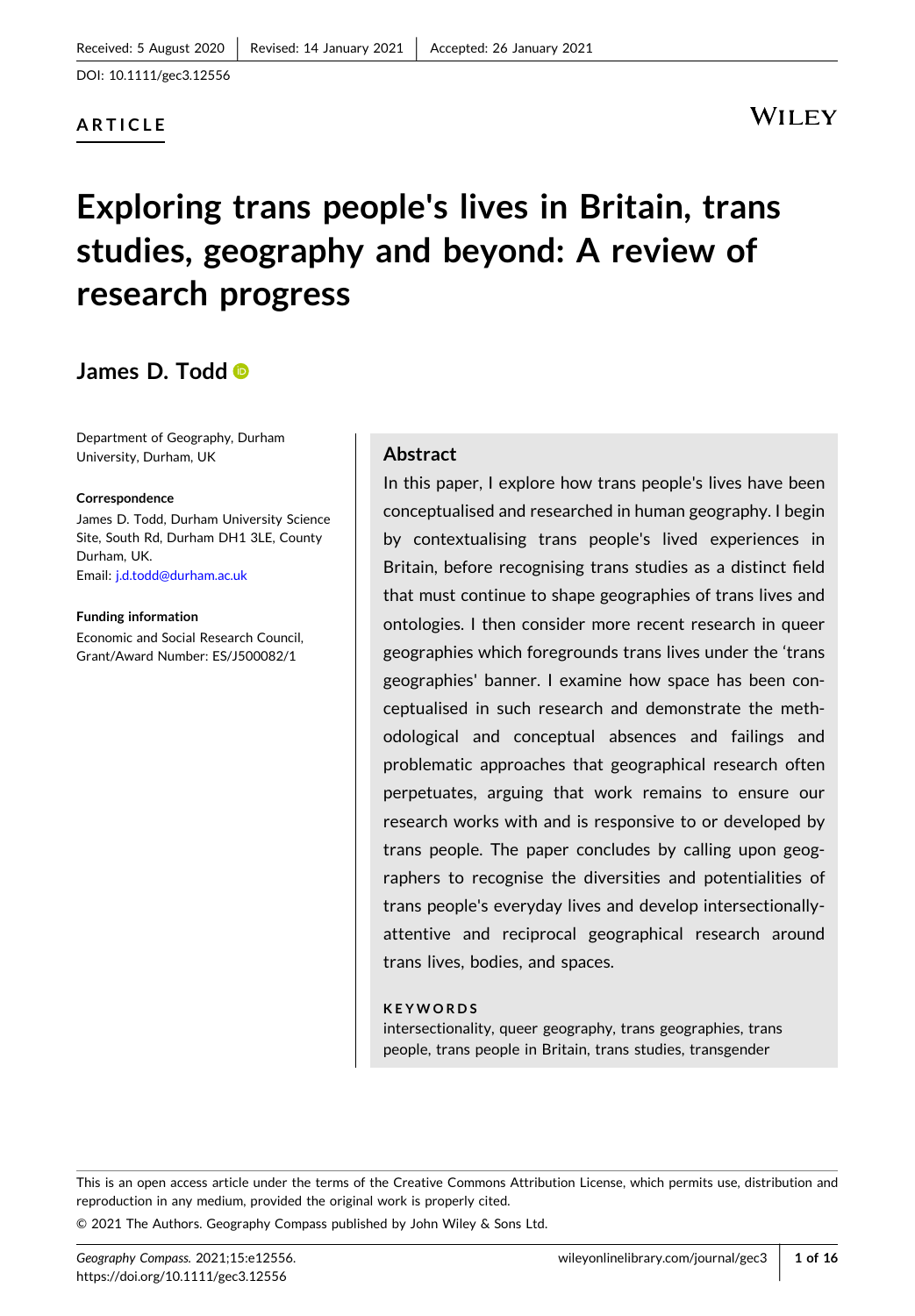Received: 5 August 2020 | Revised: 14 January 2021 | Accepted: 26 January 2021

DOI: 10.1111/gec3.12556

**ARTICLE**

# Exploring trans people's lives in Britain, trans studies, geography and beyond: A review of research progress

## James D. Todd

Department of Geography, Durham University, Durham, UK

**Correspondence**
James D. Todd, Durham University Science Site, South Rd, Durham DH1 3LE, County Durham, UK.
Email: j.d.todd@durham.ac.uk

**Funding information**
Economic and Social Research Council, Grant/Award Number: ES/J500082/1

### Abstract

In this paper, I explore how trans people's lives have been conceptualised and researched in human geography. I begin by contextualising trans people's lived experiences in Britain, before recognising trans studies as a distinct field that must continue to shape geographies of trans lives and ontologies. I then consider more recent research in queer geographies which foregrounds trans lives under the 'trans geographies' banner. I examine how space has been conceptualised in such research and demonstrate the methodological and conceptual absences and failings and problematic approaches that geographical research often perpetuates, arguing that work remains to ensure our research works with and is responsive to or developed by trans people. The paper concludes by calling upon geographers to recognise the diversities and potentialities of trans people's everyday lives and develop intersectionally-attentive and reciprocal geographical research around trans lives, bodies, and spaces.

**KEYWORDS**

intersectionality, queer geography, trans geographies, trans people, trans people in Britain, trans studies, transgender

This is an open access article under the terms of the Creative Commons Attribution License, which permits use, distribution and reproduction in any medium, provided the original work is properly cited.

© 2021 The Authors. Geography Compass published by John Wiley & Sons Ltd.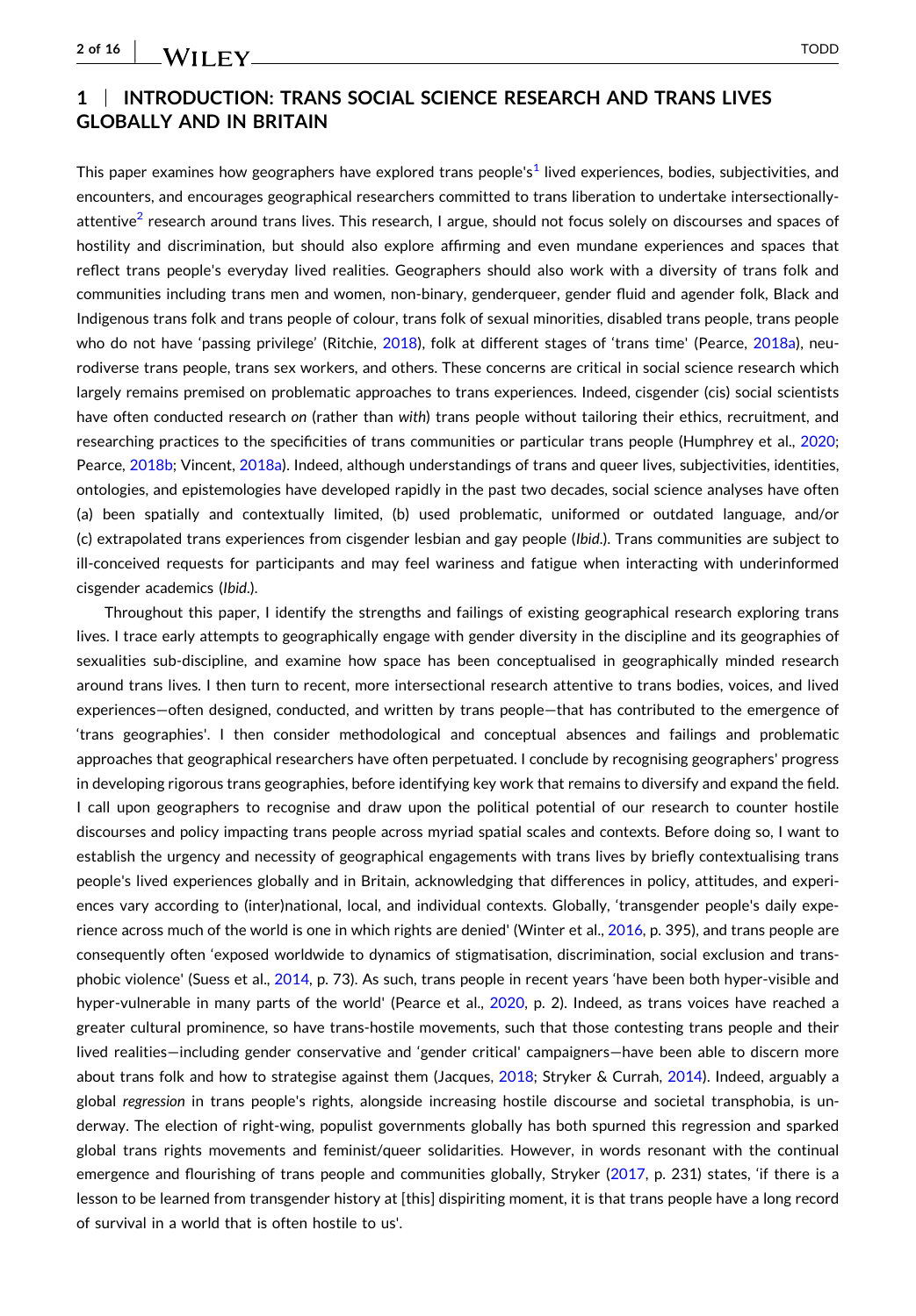## 1 | INTRODUCTION: TRANS SOCIAL SCIENCE RESEARCH AND TRANS LIVES GLOBALLY AND IN BRITAIN

This paper examines how geographers have explored trans people's[1] lived experiences, bodies, subjectivities, and encounters, and encourages geographical researchers committed to trans liberation to undertake intersectionally-attentive[2] research around trans lives. This research, I argue, should not focus solely on discourses and spaces of hostility and discrimination, but should also explore affirming and even mundane experiences and spaces that reflect trans people's everyday lived realities. Geographers should also work with a diversity of trans folk and communities including trans men and women, non-binary, genderqueer, gender fluid and agender folk, Black and Indigenous trans folk and trans people of colour, trans folk of sexual minorities, disabled trans people, trans people who do not have 'passing privilege' (Ritchie, 2018), folk at different stages of 'trans time' (Pearce, 2018a), neurodiverse trans people, trans sex workers, and others. These concerns are critical in social science research which largely remains premised on problematic approaches to trans experiences. Indeed, cisgender (cis) social scientists have often conducted research *on* (rather than *with*) trans people without tailoring their ethics, recruitment, and researching practices to the specificities of trans communities or particular trans people (Humphrey et al., 2020; Pearce, 2018b; Vincent, 2018a). Indeed, although understandings of trans and queer lives, subjectivities, identities, ontologies, and epistemologies have developed rapidly in the past two decades, social science analyses have often (a) been spatially and contextually limited, (b) used problematic, uniformed or outdated language, and/or (c) extrapolated trans experiences from cisgender lesbian and gay people (*Ibid*.). Trans communities are subject to ill-conceived requests for participants and may feel wariness and fatigue when interacting with underinformed cisgender academics (*Ibid*.).

Throughout this paper, I identify the strengths and failings of existing geographical research exploring trans lives. I trace early attempts to geographically engage with gender diversity in the discipline and its geographies of sexualities sub-discipline, and examine how space has been conceptualised in geographically minded research around trans lives. I then turn to recent, more intersectional research attentive to trans bodies, voices, and lived experiences—often designed, conducted, and written by trans people—that has contributed to the emergence of 'trans geographies'. I then consider methodological and conceptual absences and failings and problematic approaches that geographical researchers have often perpetuated. I conclude by recognising geographers' progress in developing rigorous trans geographies, before identifying key work that remains to diversify and expand the field. I call upon geographers to recognise and draw upon the political potential of our research to counter hostile discourses and policy impacting trans people across myriad spatial scales and contexts. Before doing so, I want to establish the urgency and necessity of geographical engagements with trans lives by briefly contextualising trans people's lived experiences globally and in Britain, acknowledging that differences in policy, attitudes, and experiences vary according to (inter)national, local, and individual contexts. Globally, 'transgender people's daily experience across much of the world is one in which rights are denied' (Winter et al., 2016, p. 395), and trans people are consequently often 'exposed worldwide to dynamics of stigmatisation, discrimination, social exclusion and transphobic violence' (Suess et al., 2014, p. 73). As such, trans people in recent years 'have been both hyper-visible and hyper-vulnerable in many parts of the world' (Pearce et al., 2020, p. 2). Indeed, as trans voices have reached a greater cultural prominence, so have trans-hostile movements, such that those contesting trans people and their lived realities—including gender conservative and 'gender critical' campaigners—have been able to discern more about trans folk and how to strategise against them (Jacques, 2018; Stryker & Currah, 2014). Indeed, arguably a global *regression* in trans people's rights, alongside increasing hostile discourse and societal transphobia, is underway. The election of right-wing, populist governments globally has both spurned this regression and sparked global trans rights movements and feminist/queer solidarities. However, in words resonant with the continual emergence and flourishing of trans people and communities globally, Stryker (2017, p. 231) states, 'if there is a lesson to be learned from transgender history at [this] dispiriting moment, it is that trans people have a long record of survival in a world that is often hostile to us'.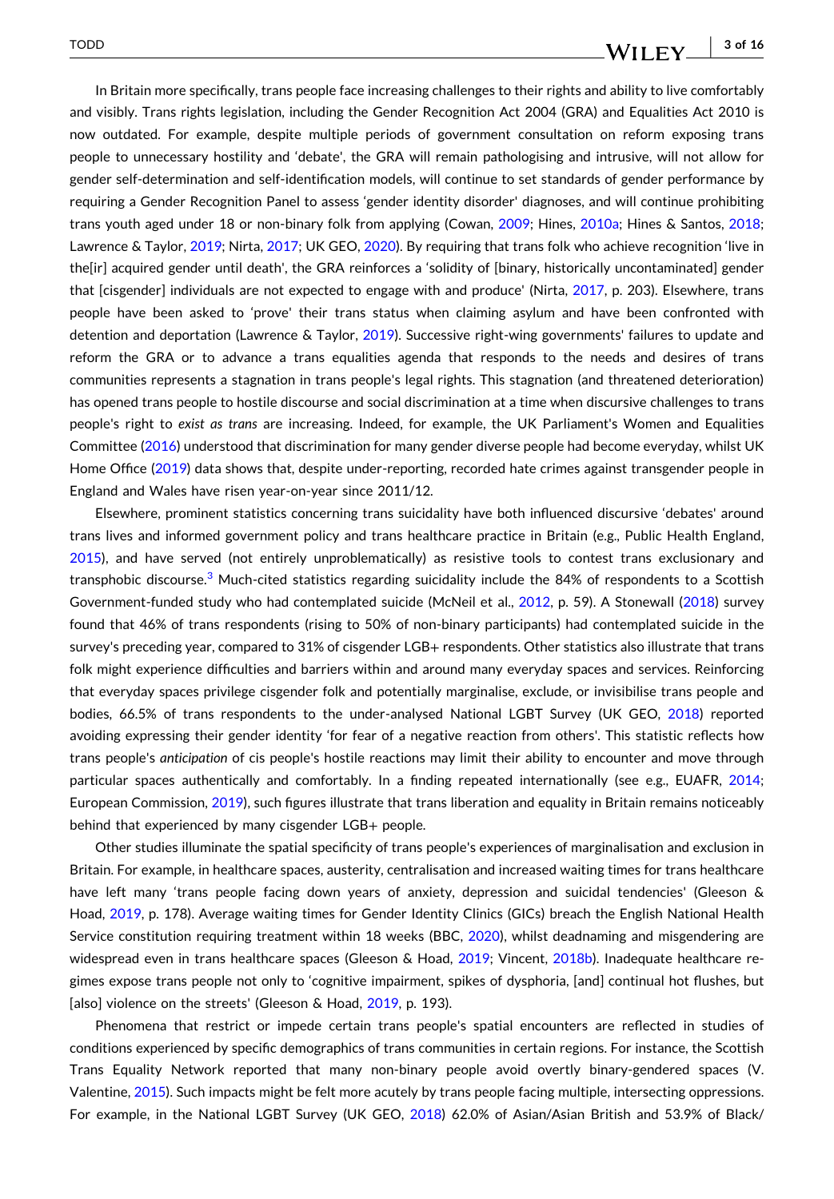In Britain more specifically, trans people face increasing challenges to their rights and ability to live comfortably and visibly. Trans rights legislation, including the Gender Recognition Act 2004 (GRA) and Equalities Act 2010 is now outdated. For example, despite multiple periods of government consultation on reform exposing trans people to unnecessary hostility and 'debate', the GRA will remain pathologising and intrusive, will not allow for gender self-determination and self-identification models, will continue to set standards of gender performance by requiring a Gender Recognition Panel to assess 'gender identity disorder' diagnoses, and will continue prohibiting trans youth aged under 18 or non-binary folk from applying (Cowan, 2009; Hines, 2010a; Hines & Santos, 2018; Lawrence & Taylor, 2019; Nirta, 2017; UK GEO, 2020). By requiring that trans folk who achieve recognition 'live in the[ir] acquired gender until death', the GRA reinforces a 'solidity of [binary, historically uncontaminated] gender that [cisgender] individuals are not expected to engage with and produce' (Nirta, 2017, p. 203). Elsewhere, trans people have been asked to 'prove' their trans status when claiming asylum and have been confronted with detention and deportation (Lawrence & Taylor, 2019). Successive right-wing governments' failures to update and reform the GRA or to advance a trans equalities agenda that responds to the needs and desires of trans communities represents a stagnation in trans people's legal rights. This stagnation (and threatened deterioration) has opened trans people to hostile discourse and social discrimination at a time when discursive challenges to trans people's right to *exist as trans* are increasing. Indeed, for example, the UK Parliament's Women and Equalities Committee (2016) understood that discrimination for many gender diverse people had become everyday, whilst UK Home Office (2019) data shows that, despite under-reporting, recorded hate crimes against transgender people in England and Wales have risen year-on-year since 2011/12.

Elsewhere, prominent statistics concerning trans suicidality have both influenced discursive 'debates' around trans lives and informed government policy and trans healthcare practice in Britain (e.g., Public Health England, 2015), and have served (not entirely unproblematically) as resistive tools to contest trans exclusionary and transphobic discourse.[3] Much-cited statistics regarding suicidality include the 84% of respondents to a Scottish Government-funded study who had contemplated suicide (McNeil et al., 2012, p. 59). A Stonewall (2018) survey found that 46% of trans respondents (rising to 50% of non-binary participants) had contemplated suicide in the survey's preceding year, compared to 31% of cisgender LGB+ respondents. Other statistics also illustrate that trans folk might experience difficulties and barriers within and around many everyday spaces and services. Reinforcing that everyday spaces privilege cisgender folk and potentially marginalise, exclude, or invisibilise trans people and bodies, 66.5% of trans respondents to the under-analysed National LGBT Survey (UK GEO, 2018) reported avoiding expressing their gender identity 'for fear of a negative reaction from others'. This statistic reflects how trans people's *anticipation* of cis people's hostile reactions may limit their ability to encounter and move through particular spaces authentically and comfortably. In a finding repeated internationally (see e.g., EUAFR, 2014; European Commission, 2019), such figures illustrate that trans liberation and equality in Britain remains noticeably behind that experienced by many cisgender LGB+ people.

Other studies illuminate the spatial specificity of trans people's experiences of marginalisation and exclusion in Britain. For example, in healthcare spaces, austerity, centralisation and increased waiting times for trans healthcare have left many 'trans people facing down years of anxiety, depression and suicidal tendencies' (Gleeson & Hoad, 2019, p. 178). Average waiting times for Gender Identity Clinics (GICs) breach the English National Health Service constitution requiring treatment within 18 weeks (BBC, 2020), whilst deadnaming and misgendering are widespread even in trans healthcare spaces (Gleeson & Hoad, 2019; Vincent, 2018b). Inadequate healthcare regimes expose trans people not only to 'cognitive impairment, spikes of dysphoria, [and] continual hot flushes, but [also] violence on the streets' (Gleeson & Hoad, 2019, p. 193).

Phenomena that restrict or impede certain trans people's spatial encounters are reflected in studies of conditions experienced by specific demographics of trans communities in certain regions. For instance, the Scottish Trans Equality Network reported that many non-binary people avoid overtly binary-gendered spaces (V. Valentine, 2015). Such impacts might be felt more acutely by trans people facing multiple, intersecting oppressions. For example, in the National LGBT Survey (UK GEO, 2018) 62.0% of Asian/Asian British and 53.9% of Black/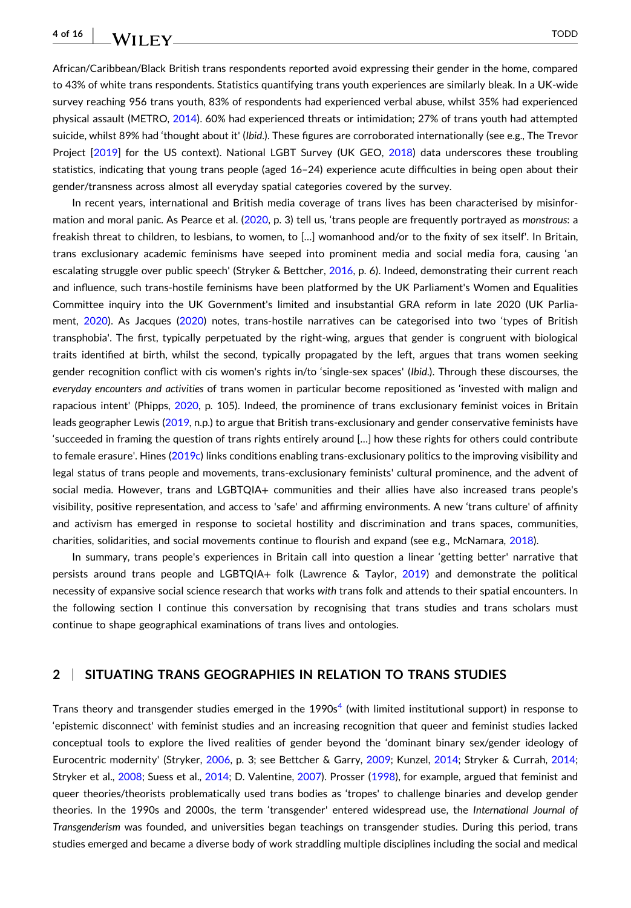African/Caribbean/Black British trans respondents reported avoid expressing their gender in the home, compared to 43% of white trans respondents. Statistics quantifying trans youth experiences are similarly bleak. In a UK-wide survey reaching 956 trans youth, 83% of respondents had experienced verbal abuse, whilst 35% had experienced physical assault (METRO, 2014). 60% had experienced threats or intimidation; 27% of trans youth had attempted suicide, whilst 89% had 'thought about it' (*Ibid*.). These figures are corroborated internationally (see e.g., The Trevor Project [2019] for the US context). National LGBT Survey (UK GEO, 2018) data underscores these troubling statistics, indicating that young trans people (aged 16–24) experience acute difficulties in being open about their gender/transness across almost all everyday spatial categories covered by the survey.

In recent years, international and British media coverage of trans lives has been characterised by misinformation and moral panic. As Pearce et al. (2020, p. 3) tell us, 'trans people are frequently portrayed as *monstrous*: a freakish threat to children, to lesbians, to women, to […] womanhood and/or to the fixity of sex itself'. In Britain, trans exclusionary academic feminisms have seeped into prominent media and social media fora, causing 'an escalating struggle over public speech' (Stryker & Bettcher, 2016, p. 6). Indeed, demonstrating their current reach and influence, such trans-hostile feminisms have been platformed by the UK Parliament's Women and Equalities Committee inquiry into the UK Government's limited and insubstantial GRA reform in late 2020 (UK Parliament, 2020). As Jacques (2020) notes, trans-hostile narratives can be categorised into two 'types of British transphobia'. The first, typically perpetuated by the right-wing, argues that gender is congruent with biological traits identified at birth, whilst the second, typically propagated by the left, argues that trans women seeking gender recognition conflict with cis women's rights in/to 'single-sex spaces' (*Ibid*.). Through these discourses, the *everyday encounters and activities* of trans women in particular become repositioned as 'invested with malign and rapacious intent' (Phipps, 2020, p. 105). Indeed, the prominence of trans exclusionary feminist voices in Britain leads geographer Lewis (2019, n.p.) to argue that British trans-exclusionary and gender conservative feminists have 'succeeded in framing the question of trans rights entirely around […] how these rights for others could contribute to female erasure'. Hines (2019c) links conditions enabling trans-exclusionary politics to the improving visibility and legal status of trans people and movements, trans-exclusionary feminists' cultural prominence, and the advent of social media. However, trans and LGBTQIA+ communities and their allies have also increased trans people's visibility, positive representation, and access to 'safe' and affirming environments. A new 'trans culture' of affinity and activism has emerged in response to societal hostility and discrimination and trans spaces, communities, charities, solidarities, and social movements continue to flourish and expand (see e.g., McNamara, 2018).

In summary, trans people's experiences in Britain call into question a linear 'getting better' narrative that persists around trans people and LGBTQIA+ folk (Lawrence & Taylor, 2019) and demonstrate the political necessity of expansive social science research that works *with* trans folk and attends to their spatial encounters. In the following section I continue this conversation by recognising that trans studies and trans scholars must continue to shape geographical examinations of trans lives and ontologies.

## 2 | SITUATING TRANS GEOGRAPHIES IN RELATION TO TRANS STUDIES

Trans theory and transgender studies emerged in the 1990s[4] (with limited institutional support) in response to 'epistemic disconnect' with feminist studies and an increasing recognition that queer and feminist studies lacked conceptual tools to explore the lived realities of gender beyond the 'dominant binary sex/gender ideology of Eurocentric modernity' (Stryker, 2006, p. 3; see Bettcher & Garry, 2009; Kunzel, 2014; Stryker & Currah, 2014; Stryker et al., 2008; Suess et al., 2014; D. Valentine, 2007). Prosser (1998), for example, argued that feminist and queer theories/theorists problematically used trans bodies as 'tropes' to challenge binaries and develop gender theories. In the 1990s and 2000s, the term 'transgender' entered widespread use, the *International Journal of Transgenderism* was founded, and universities began teachings on transgender studies. During this period, trans studies emerged and became a diverse body of work straddling multiple disciplines including the social and medical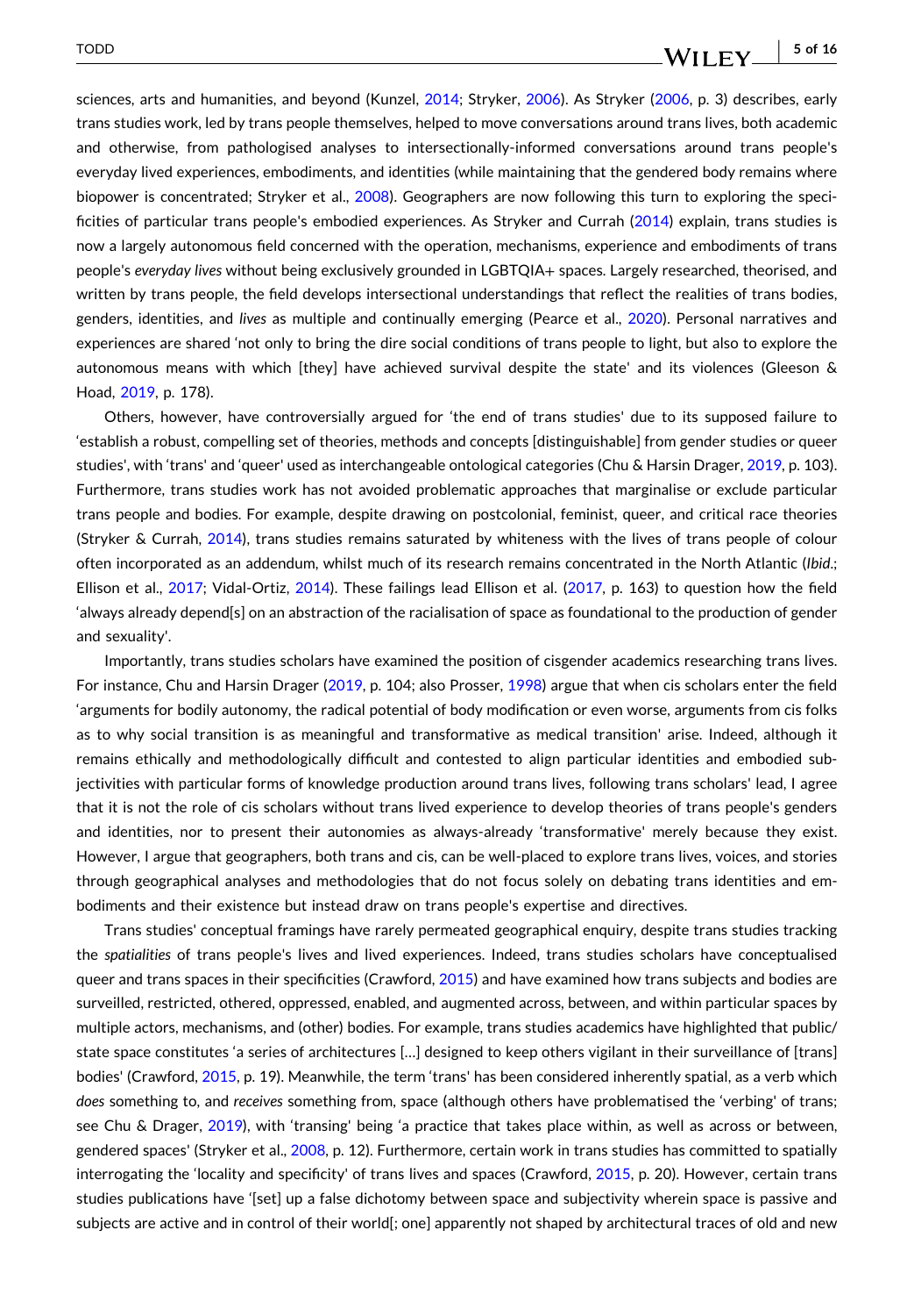sciences, arts and humanities, and beyond (Kunzel, 2014; Stryker, 2006). As Stryker (2006, p. 3) describes, early trans studies work, led by trans people themselves, helped to move conversations around trans lives, both academic and otherwise, from pathologised analyses to intersectionally-informed conversations around trans people's everyday lived experiences, embodiments, and identities (while maintaining that the gendered body remains where biopower is concentrated; Stryker et al., 2008). Geographers are now following this turn to exploring the specificities of particular trans people's embodied experiences. As Stryker and Currah (2014) explain, trans studies is now a largely autonomous field concerned with the operation, mechanisms, experience and embodiments of trans people's *everyday lives* without being exclusively grounded in LGBTQIA+ spaces. Largely researched, theorised, and written by trans people, the field develops intersectional understandings that reflect the realities of trans bodies, genders, identities, and *lives* as multiple and continually emerging (Pearce et al., 2020). Personal narratives and experiences are shared 'not only to bring the dire social conditions of trans people to light, but also to explore the autonomous means with which [they] have achieved survival despite the state' and its violences (Gleeson & Hoad, 2019, p. 178).

Others, however, have controversially argued for 'the end of trans studies' due to its supposed failure to 'establish a robust, compelling set of theories, methods and concepts [distinguishable] from gender studies or queer studies', with 'trans' and 'queer' used as interchangeable ontological categories (Chu & Harsin Drager, 2019, p. 103). Furthermore, trans studies work has not avoided problematic approaches that marginalise or exclude particular trans people and bodies. For example, despite drawing on postcolonial, feminist, queer, and critical race theories (Stryker & Currah, 2014), trans studies remains saturated by whiteness with the lives of trans people of colour often incorporated as an addendum, whilst much of its research remains concentrated in the North Atlantic (*Ibid*.; Ellison et al., 2017; Vidal-Ortiz, 2014). These failings lead Ellison et al. (2017, p. 163) to question how the field 'always already depend[s] on an abstraction of the racialisation of space as foundational to the production of gender and sexuality'.

Importantly, trans studies scholars have examined the position of cisgender academics researching trans lives. For instance, Chu and Harsin Drager (2019, p. 104; also Prosser, 1998) argue that when cis scholars enter the field 'arguments for bodily autonomy, the radical potential of body modification or even worse, arguments from cis folks as to why social transition is as meaningful and transformative as medical transition' arise. Indeed, although it remains ethically and methodologically difficult and contested to align particular identities and embodied subjectivities with particular forms of knowledge production around trans lives, following trans scholars' lead, I agree that it is not the role of cis scholars without trans lived experience to develop theories of trans people's genders and identities, nor to present their autonomies as always-already 'transformative' merely because they exist. However, I argue that geographers, both trans and cis, can be well-placed to explore trans lives, voices, and stories through geographical analyses and methodologies that do not focus solely on debating trans identities and embodiments and their existence but instead draw on trans people's expertise and directives.

Trans studies' conceptual framings have rarely permeated geographical enquiry, despite trans studies tracking the *spatialities* of trans people's lives and lived experiences. Indeed, trans studies scholars have conceptualised queer and trans spaces in their specificities (Crawford, 2015) and have examined how trans subjects and bodies are surveilled, restricted, othered, oppressed, enabled, and augmented across, between, and within particular spaces by multiple actors, mechanisms, and (other) bodies. For example, trans studies academics have highlighted that public/state space constitutes 'a series of architectures [...] designed to keep others vigilant in their surveillance of [trans] bodies' (Crawford, 2015, p. 19). Meanwhile, the term 'trans' has been considered inherently spatial, as a verb which *does* something to, and *receives* something from, space (although others have problematised the 'verbing' of trans; see Chu & Drager, 2019), with 'transing' being 'a practice that takes place within, as well as across or between, gendered spaces' (Stryker et al., 2008, p. 12). Furthermore, certain work in trans studies has committed to spatially interrogating the 'locality and specificity' of trans lives and spaces (Crawford, 2015, p. 20). However, certain trans studies publications have '[set] up a false dichotomy between space and subjectivity wherein space is passive and subjects are active and in control of their world[; one] apparently not shaped by architectural traces of old and new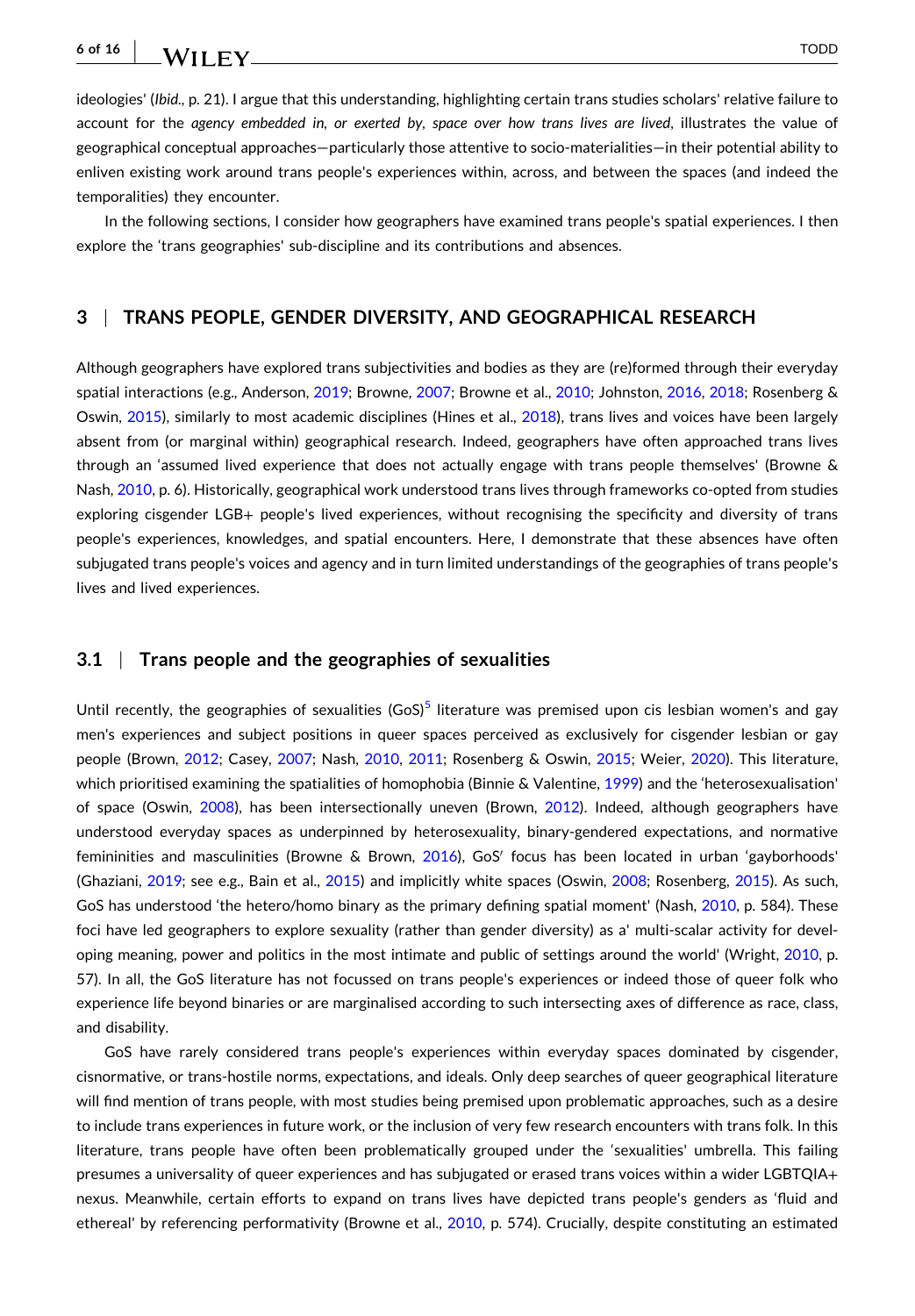ideologies' (*Ibid*., p. 21). I argue that this understanding, highlighting certain trans studies scholars' relative failure to account for the *agency embedded in, or exerted by, space over how trans lives are lived*, illustrates the value of geographical conceptual approaches—particularly those attentive to socio-materialities—in their potential ability to enliven existing work around trans people's experiences within, across, and between the spaces (and indeed the temporalities) they encounter.

In the following sections, I consider how geographers have examined trans people's spatial experiences. I then explore the 'trans geographies' sub-discipline and its contributions and absences.

## 3 | TRANS PEOPLE, GENDER DIVERSITY, AND GEOGRAPHICAL RESEARCH

Although geographers have explored trans subjectivities and bodies as they are (re)formed through their everyday spatial interactions (e.g., Anderson, 2019; Browne, 2007; Browne et al., 2010; Johnston, 2016, 2018; Rosenberg & Oswin, 2015), similarly to most academic disciplines (Hines et al., 2018), trans lives and voices have been largely absent from (or marginal within) geographical research. Indeed, geographers have often approached trans lives through an 'assumed lived experience that does not actually engage with trans people themselves' (Browne & Nash, 2010, p. 6). Historically, geographical work understood trans lives through frameworks co-opted from studies exploring cisgender LGB+ people's lived experiences, without recognising the specificity and diversity of trans people's experiences, knowledges, and spatial encounters. Here, I demonstrate that these absences have often subjugated trans people's voices and agency and in turn limited understandings of the geographies of trans people's lives and lived experiences.

### 3.1 | Trans people and the geographies of sexualities

Until recently, the geographies of sexualities (GoS)[5] literature was premised upon cis lesbian women's and gay men's experiences and subject positions in queer spaces perceived as exclusively for cisgender lesbian or gay people (Brown, 2012; Casey, 2007; Nash, 2010, 2011; Rosenberg & Oswin, 2015; Weier, 2020). This literature, which prioritised examining the spatialities of homophobia (Binnie & Valentine, 1999) and the 'heterosexualisation' of space (Oswin, 2008), has been intersectionally uneven (Brown, 2012). Indeed, although geographers have understood everyday spaces as underpinned by heterosexuality, binary-gendered expectations, and normative femininities and masculinities (Browne & Brown, 2016), GoS′ focus has been located in urban 'gayborhoods' (Ghaziani, 2019; see e.g., Bain et al., 2015) and implicitly white spaces (Oswin, 2008; Rosenberg, 2015). As such, GoS has understood 'the hetero/homo binary as the primary defining spatial moment' (Nash, 2010, p. 584). These foci have led geographers to explore sexuality (rather than gender diversity) as a' multi-scalar activity for developing meaning, power and politics in the most intimate and public of settings around the world' (Wright, 2010, p. 57). In all, the GoS literature has not focussed on trans people's experiences or indeed those of queer folk who experience life beyond binaries or are marginalised according to such intersecting axes of difference as race, class, and disability.

GoS have rarely considered trans people's experiences within everyday spaces dominated by cisgender, cisnormative, or trans-hostile norms, expectations, and ideals. Only deep searches of queer geographical literature will find mention of trans people, with most studies being premised upon problematic approaches, such as a desire to include trans experiences in future work, or the inclusion of very few research encounters with trans folk. In this literature, trans people have often been problematically grouped under the 'sexualities' umbrella. This failing presumes a universality of queer experiences and has subjugated or erased trans voices within a wider LGBTQIA+ nexus. Meanwhile, certain efforts to expand on trans lives have depicted trans people's genders as 'fluid and ethereal' by referencing performativity (Browne et al., 2010, p. 574). Crucially, despite constituting an estimated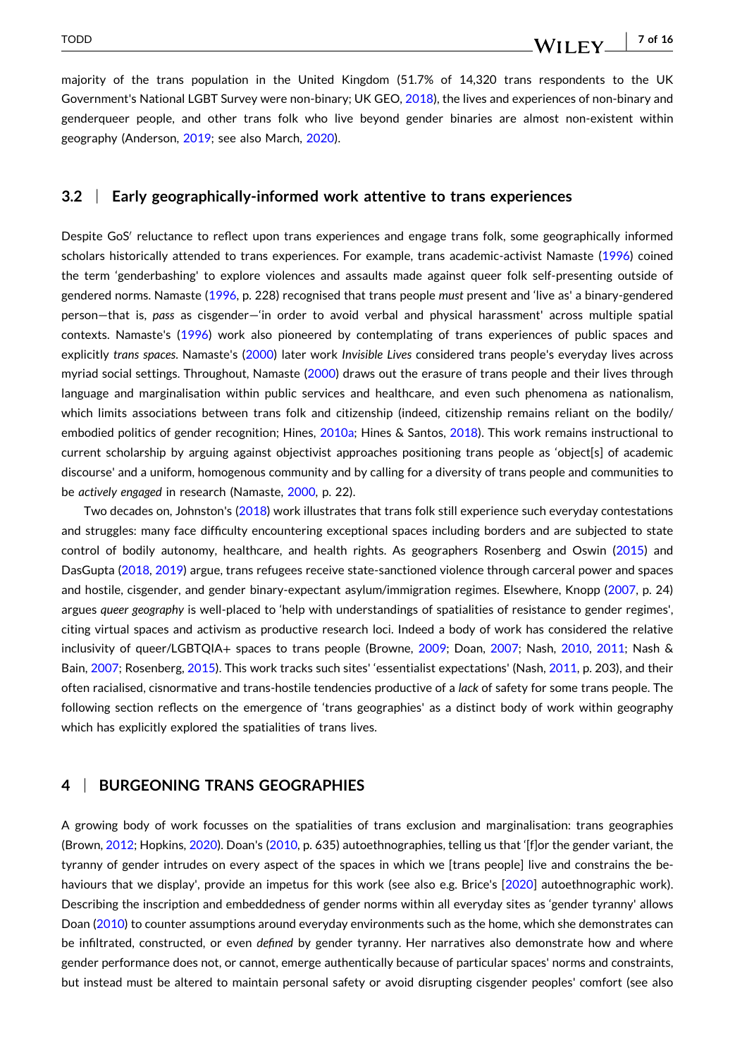majority of the trans population in the United Kingdom (51.7% of 14,320 trans respondents to the UK Government's National LGBT Survey were non-binary; UK GEO, 2018), the lives and experiences of non-binary and genderqueer people, and other trans folk who live beyond gender binaries are almost non-existent within geography (Anderson, 2019; see also March, 2020).

## 3.2 | Early geographically-informed work attentive to trans experiences

Despite GoS′ reluctance to reflect upon trans experiences and engage trans folk, some geographically informed scholars historically attended to trans experiences. For example, trans academic-activist Namaste (1996) coined the term 'genderbashing' to explore violences and assaults made against queer folk self-presenting outside of gendered norms. Namaste (1996, p. 228) recognised that trans people *must* present and 'live as' a binary-gendered person—that is, *pass* as cisgender—'in order to avoid verbal and physical harassment' across multiple spatial contexts. Namaste's (1996) work also pioneered by contemplating of trans experiences of public spaces and explicitly *trans spaces*. Namaste's (2000) later work *Invisible Lives* considered trans people's everyday lives across myriad social settings. Throughout, Namaste (2000) draws out the erasure of trans people and their lives through language and marginalisation within public services and healthcare, and even such phenomena as nationalism, which limits associations between trans folk and citizenship (indeed, citizenship remains reliant on the bodily/embodied politics of gender recognition; Hines, 2010a; Hines & Santos, 2018). This work remains instructional to current scholarship by arguing against objectivist approaches positioning trans people as 'object[s] of academic discourse' and a uniform, homogenous community and by calling for a diversity of trans people and communities to be *actively engaged* in research (Namaste, 2000, p. 22).

Two decades on, Johnston's (2018) work illustrates that trans folk still experience such everyday contestations and struggles: many face difficulty encountering exceptional spaces including borders and are subjected to state control of bodily autonomy, healthcare, and health rights. As geographers Rosenberg and Oswin (2015) and DasGupta (2018, 2019) argue, trans refugees receive state-sanctioned violence through carceral power and spaces and hostile, cisgender, and gender binary-expectant asylum/immigration regimes. Elsewhere, Knopp (2007, p. 24) argues *queer geography* is well-placed to 'help with understandings of spatialities of resistance to gender regimes', citing virtual spaces and activism as productive research loci. Indeed a body of work has considered the relative inclusivity of queer/LGBTQIA+ spaces to trans people (Browne, 2009; Doan, 2007; Nash, 2010, 2011; Nash & Bain, 2007; Rosenberg, 2015). This work tracks such sites' 'essentialist expectations' (Nash, 2011, p. 203), and their often racialised, cisnormative and trans-hostile tendencies productive of a *lack* of safety for some trans people. The following section reflects on the emergence of 'trans geographies' as a distinct body of work within geography which has explicitly explored the spatialities of trans lives.

# 4 | BURGEONING TRANS GEOGRAPHIES

A growing body of work focusses on the spatialities of trans exclusion and marginalisation: trans geographies (Brown, 2012; Hopkins, 2020). Doan's (2010, p. 635) autoethnographies, telling us that '[f]or the gender variant, the tyranny of gender intrudes on every aspect of the spaces in which we [trans people] live and constrains the behaviours that we display', provide an impetus for this work (see also e.g. Brice's [2020] autoethnographic work). Describing the inscription and embeddedness of gender norms within all everyday sites as 'gender tyranny' allows Doan (2010) to counter assumptions around everyday environments such as the home, which she demonstrates can be infiltrated, constructed, or even *defined* by gender tyranny. Her narratives also demonstrate how and where gender performance does not, or cannot, emerge authentically because of particular spaces' norms and constraints, but instead must be altered to maintain personal safety or avoid disrupting cisgender peoples' comfort (see also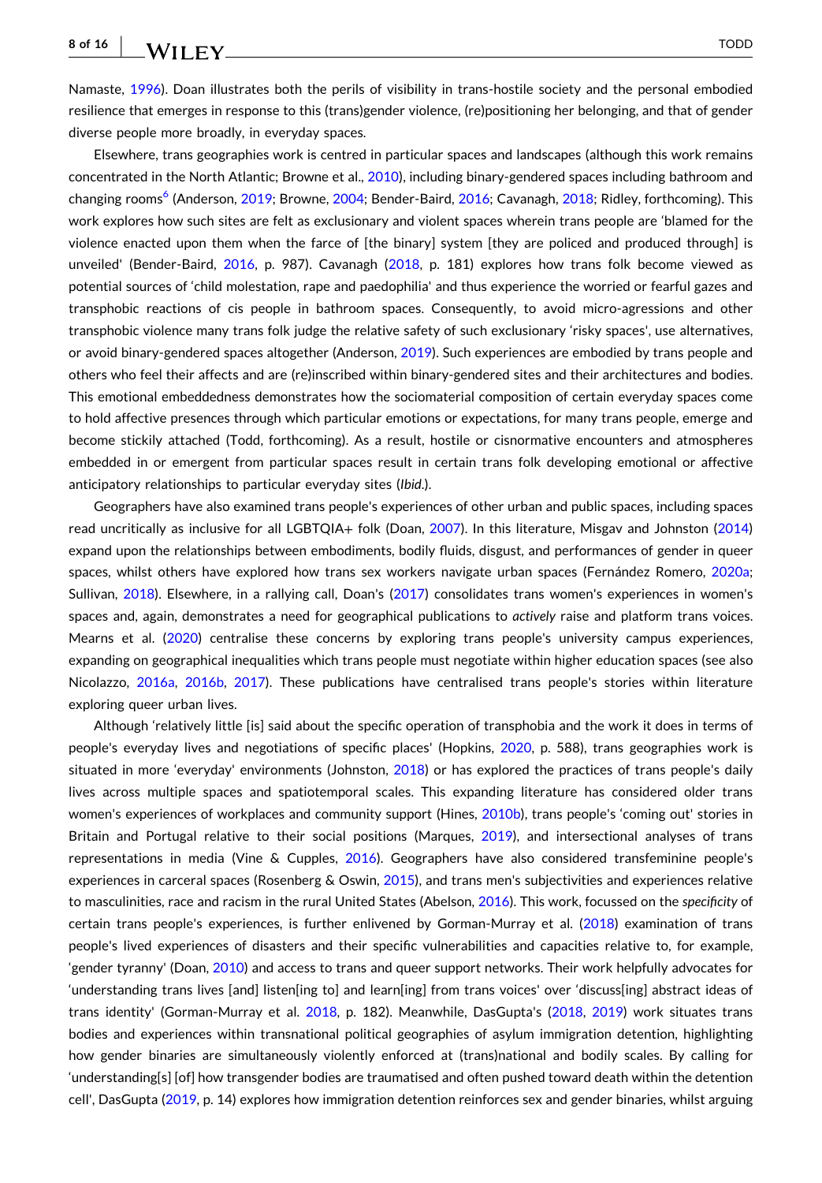Namaste, 1996). Doan illustrates both the perils of visibility in trans-hostile society and the personal embodied resilience that emerges in response to this (trans)gender violence, (re)positioning her belonging, and that of gender diverse people more broadly, in everyday spaces.

Elsewhere, trans geographies work is centred in particular spaces and landscapes (although this work remains concentrated in the North Atlantic; Browne et al., 2010), including binary-gendered spaces including bathroom and changing rooms[6] (Anderson, 2019; Browne, 2004; Bender-Baird, 2016; Cavanagh, 2018; Ridley, forthcoming). This work explores how such sites are felt as exclusionary and violent spaces wherein trans people are 'blamed for the violence enacted upon them when the farce of [the binary] system [they are policed and produced through] is unveiled' (Bender-Baird, 2016, p. 987). Cavanagh (2018, p. 181) explores how trans folk become viewed as potential sources of 'child molestation, rape and paedophilia' and thus experience the worried or fearful gazes and transphobic reactions of cis people in bathroom spaces. Consequently, to avoid micro-agressions and other transphobic violence many trans folk judge the relative safety of such exclusionary 'risky spaces', use alternatives, or avoid binary-gendered spaces altogether (Anderson, 2019). Such experiences are embodied by trans people and others who feel their affects and are (re)inscribed within binary-gendered sites and their architectures and bodies. This emotional embeddedness demonstrates how the sociomaterial composition of certain everyday spaces come to hold affective presences through which particular emotions or expectations, for many trans people, emerge and become stickily attached (Todd, forthcoming). As a result, hostile or cisnormative encounters and atmospheres embedded in or emergent from particular spaces result in certain trans folk developing emotional or affective anticipatory relationships to particular everyday sites (*Ibid.*).

Geographers have also examined trans people's experiences of other urban and public spaces, including spaces read uncritically as inclusive for all LGBTQIA+ folk (Doan, 2007). In this literature, Misgav and Johnston (2014) expand upon the relationships between embodiments, bodily fluids, disgust, and performances of gender in queer spaces, whilst others have explored how trans sex workers navigate urban spaces (Fernández Romero, 2020a; Sullivan, 2018). Elsewhere, in a rallying call, Doan's (2017) consolidates trans women's experiences in women's spaces and, again, demonstrates a need for geographical publications to *actively* raise and platform trans voices. Mearns et al. (2020) centralise these concerns by exploring trans people's university campus experiences, expanding on geographical inequalities which trans people must negotiate within higher education spaces (see also Nicolazzo, 2016a, 2016b, 2017). These publications have centralised trans people's stories within literature exploring queer urban lives.

Although 'relatively little [is] said about the specific operation of transphobia and the work it does in terms of people's everyday lives and negotiations of specific places' (Hopkins, 2020, p. 588), trans geographies work is situated in more 'everyday' environments (Johnston, 2018) or has explored the practices of trans people's daily lives across multiple spaces and spatiotemporal scales. This expanding literature has considered older trans women's experiences of workplaces and community support (Hines, 2010b), trans people's 'coming out' stories in Britain and Portugal relative to their social positions (Marques, 2019), and intersectional analyses of trans representations in media (Vine & Cupples, 2016). Geographers have also considered transfeminine people's experiences in carceral spaces (Rosenberg & Oswin, 2015), and trans men's subjectivities and experiences relative to masculinities, race and racism in the rural United States (Abelson, 2016). This work, focussed on the *specificity* of certain trans people's experiences, is further enlivened by Gorman-Murray et al. (2018) examination of trans people's lived experiences of disasters and their specific vulnerabilities and capacities relative to, for example, 'gender tyranny' (Doan, 2010) and access to trans and queer support networks. Their work helpfully advocates for 'understanding trans lives [and] listen[ing to] and learn[ing] from trans voices' over 'discuss[ing] abstract ideas of trans identity' (Gorman-Murray et al. 2018, p. 182). Meanwhile, DasGupta's (2018, 2019) work situates trans bodies and experiences within transnational political geographies of asylum immigration detention, highlighting how gender binaries are simultaneously violently enforced at (trans)national and bodily scales. By calling for 'understanding[s] [of] how transgender bodies are traumatised and often pushed toward death within the detention cell', DasGupta (2019, p. 14) explores how immigration detention reinforces sex and gender binaries, whilst arguing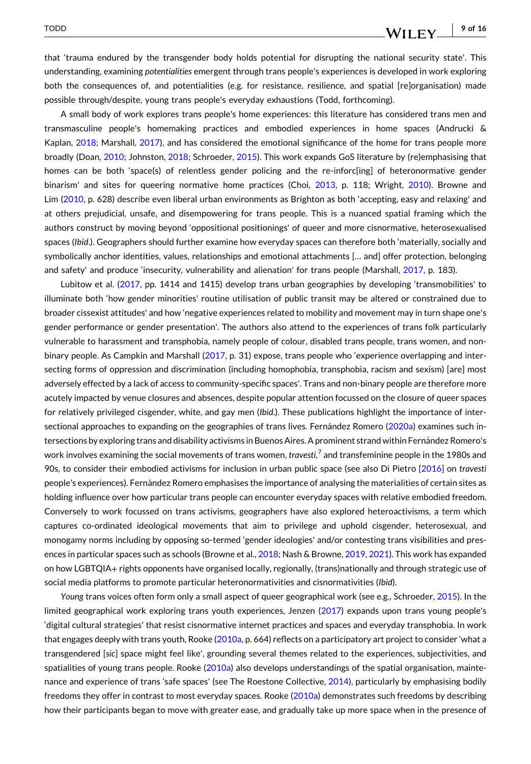that 'trauma endured by the transgender body holds potential for disrupting the national security state'. This understanding, examining *potentialities* emergent through trans people's experiences is developed in work exploring both the consequences of, and potentialities (e.g. for resistance, resilience, and spatial [re]organisation) made possible through/despite, young trans people's everyday exhaustions (Todd, forthcoming).

A small body of work explores trans people's home experiences: this literature has considered trans men and transmasculine people's homemaking practices and embodied experiences in home spaces (Andrucki & Kaplan, 2018; Marshall, 2017), and has considered the emotional significance of the home for trans people more broadly (Doan, 2010; Johnston, 2018; Schroeder, 2015). This work expands GoS literature by (re)emphasising that homes can be both 'space(s) of relentless gender policing and the re-inforc[ing] of heteronormative gender binarism' and sites for queering normative home practices (Choi, 2013, p. 118; Wright, 2010). Browne and Lim (2010, p. 628) describe even liberal urban environments as Brighton as both 'accepting, easy and relaxing' and at others prejudicial, unsafe, and disempowering for trans people. This is a nuanced spatial framing which the authors construct by moving beyond 'oppositional positionings' of queer and more cisnormative, heterosexualised spaces (*Ibid*.). Geographers should further examine how everyday spaces can therefore both 'materially, socially and symbolically anchor identities, values, relationships and emotional attachments [… and] offer protection, belonging and safety' and produce 'insecurity, vulnerability and alienation' for trans people (Marshall, 2017, p. 183).

Lubitow et al. (2017, pp. 1414 and 1415) develop trans urban geographies by developing 'transmobilities' to illuminate both 'how gender minorities' routine utilisation of public transit may be altered or constrained due to broader cissexist attitudes' and how 'negative experiences related to mobility and movement may in turn shape one's gender performance or gender presentation'. The authors also attend to the experiences of trans folk particularly vulnerable to harassment and transphobia, namely people of colour, disabled trans people, trans women, and non-binary people. As Campkin and Marshall (2017, p. 31) expose, trans people who 'experience overlapping and intersecting forms of oppression and discrimination (including homophobia, transphobia, racism and sexism) [are] most adversely effected by a lack of access to community-specific spaces'. Trans and non-binary people are therefore more acutely impacted by venue closures and absences, despite popular attention focussed on the closure of queer spaces for relatively privileged cisgender, white, and gay men (*Ibid*.). These publications highlight the importance of intersectional approaches to expanding on the geographies of trans lives. Fernández Romero (2020a) examines such intersections by exploring trans and disability activisms in Buenos Aires. A prominent strand within Fernández Romero's work involves examining the social movements of trans women, *travesti*,[7] and transfeminine people in the 1980s and 90s, to consider their embodied activisms for inclusion in urban public space (see also Di Pietro [2016] on *travesti* people's experiences). Fernández Romero emphasises the importance of analysing the materialities of certain sites as holding influence over how particular trans people can encounter everyday spaces with relative embodied freedom. Conversely to work focussed on trans activisms, geographers have also explored heteroactivisms, a term which captures co-ordinated ideological movements that aim to privilege and uphold cisgender, heterosexual, and monogamy norms including by opposing so-termed 'gender ideologies' and/or contesting trans visibilities and presences in particular spaces such as schools (Browne et al., 2018; Nash & Browne, 2019, 2021). This work has expanded on how LGBTQIA+ rights opponents have organised locally, regionally, (trans)nationally and through strategic use of social media platforms to promote particular heteronormativities and cisnormativities (*Ibid*).

*Young* trans voices often form only a small aspect of queer geographical work (see e.g., Schroeder, 2015). In the limited geographical work exploring trans youth experiences, Jenzen (2017) expands upon trans young people's 'digital cultural strategies' that resist cisnormative internet practices and spaces and everyday transphobia. In work that engages deeply with trans youth, Rooke (2010a, p. 664) reflects on a participatory art project to consider 'what a transgendered [*sic*] space might feel like', grounding several themes related to the experiences, subjectivities, and spatialities of young trans people. Rooke (2010a) also develops understandings of the spatial organisation, maintenance and experience of trans 'safe spaces' (see The Roestone Collective, 2014), particularly by emphasising bodily freedoms they offer in contrast to most everyday spaces. Rooke (2010a) demonstrates such freedoms by describing how their participants began to move with greater ease, and gradually take up more space when in the presence of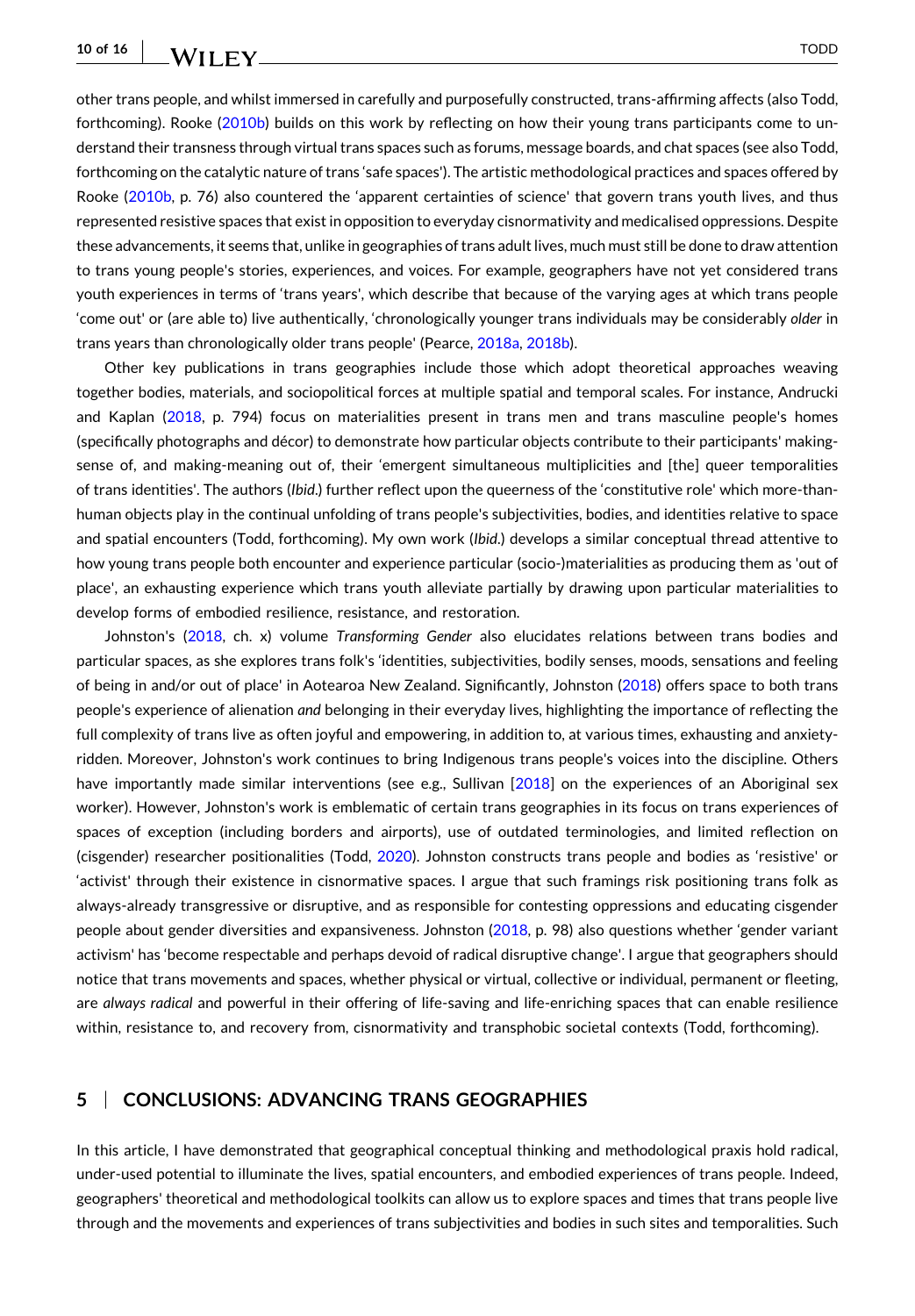other trans people, and whilst immersed in carefully and purposefully constructed, trans-affirming affects (also Todd, forthcoming). Rooke (2010b) builds on this work by reflecting on how their young trans participants come to understand their transness through virtual trans spaces such as forums, message boards, and chat spaces (see also Todd, forthcoming on the catalytic nature of trans 'safe spaces'). The artistic methodological practices and spaces offered by Rooke (2010b, p. 76) also countered the 'apparent certainties of science' that govern trans youth lives, and thus represented resistive spaces that exist in opposition to everyday cisnormativity and medicalised oppressions. Despite these advancements, it seems that, unlike in geographies of trans adult lives, much must still be done to draw attention to trans young people's stories, experiences, and voices. For example, geographers have not yet considered trans youth experiences in terms of 'trans years', which describe that because of the varying ages at which trans people 'come out' or (are able to) live authentically, 'chronologically younger trans individuals may be considerably *older* in trans years than chronologically older trans people' (Pearce, 2018a, 2018b).

Other key publications in trans geographies include those which adopt theoretical approaches weaving together bodies, materials, and sociopolitical forces at multiple spatial and temporal scales. For instance, Andrucki and Kaplan (2018, p. 794) focus on materialities present in trans men and trans masculine people's homes (specifically photographs and décor) to demonstrate how particular objects contribute to their participants' making-sense of, and making-meaning out of, their 'emergent simultaneous multiplicities and [the] queer temporalities of trans identities'. The authors (*Ibid.*) further reflect upon the queerness of the 'constitutive role' which more-than-human objects play in the continual unfolding of trans people's subjectivities, bodies, and identities relative to space and spatial encounters (Todd, forthcoming). My own work (*Ibid.*) develops a similar conceptual thread attentive to how young trans people both encounter and experience particular (socio-)materialities as producing them as 'out of place', an exhausting experience which trans youth alleviate partially by drawing upon particular materialities to develop forms of embodied resilience, resistance, and restoration.

Johnston's (2018, ch. x) volume *Transforming Gender* also elucidates relations between trans bodies and particular spaces, as she explores trans folk's 'identities, subjectivities, bodily senses, moods, sensations and feeling of being in and/or out of place' in Aotearoa New Zealand. Significantly, Johnston (2018) offers space to both trans people's experience of alienation *and* belonging in their everyday lives, highlighting the importance of reflecting the full complexity of trans live as often joyful and empowering, in addition to, at various times, exhausting and anxiety-ridden. Moreover, Johnston's work continues to bring Indigenous trans people's voices into the discipline. Others have importantly made similar interventions (see e.g., Sullivan [2018] on the experiences of an Aboriginal sex worker). However, Johnston's work is emblematic of certain trans geographies in its focus on trans experiences of spaces of exception (including borders and airports), use of outdated terminologies, and limited reflection on (cisgender) researcher positionalities (Todd, 2020). Johnston constructs trans people and bodies as 'resistive' or 'activist' through their existence in cisnormative spaces. I argue that such framings risk positioning trans folk as always-already transgressive or disruptive, and as responsible for contesting oppressions and educating cisgender people about gender diversities and expansiveness. Johnston (2018, p. 98) also questions whether 'gender variant activism' has 'become respectable and perhaps devoid of radical disruptive change'. I argue that geographers should notice that trans movements and spaces, whether physical or virtual, collective or individual, permanent or fleeting, are *always radical* and powerful in their offering of life-saving and life-enriching spaces that can enable resilience within, resistance to, and recovery from, cisnormativity and transphobic societal contexts (Todd, forthcoming).

## 5 | CONCLUSIONS: ADVANCING TRANS GEOGRAPHIES

In this article, I have demonstrated that geographical conceptual thinking and methodological praxis hold radical, under-used potential to illuminate the lives, spatial encounters, and embodied experiences of trans people. Indeed, geographers' theoretical and methodological toolkits can allow us to explore spaces and times that trans people live through and the movements and experiences of trans subjectivities and bodies in such sites and temporalities. Such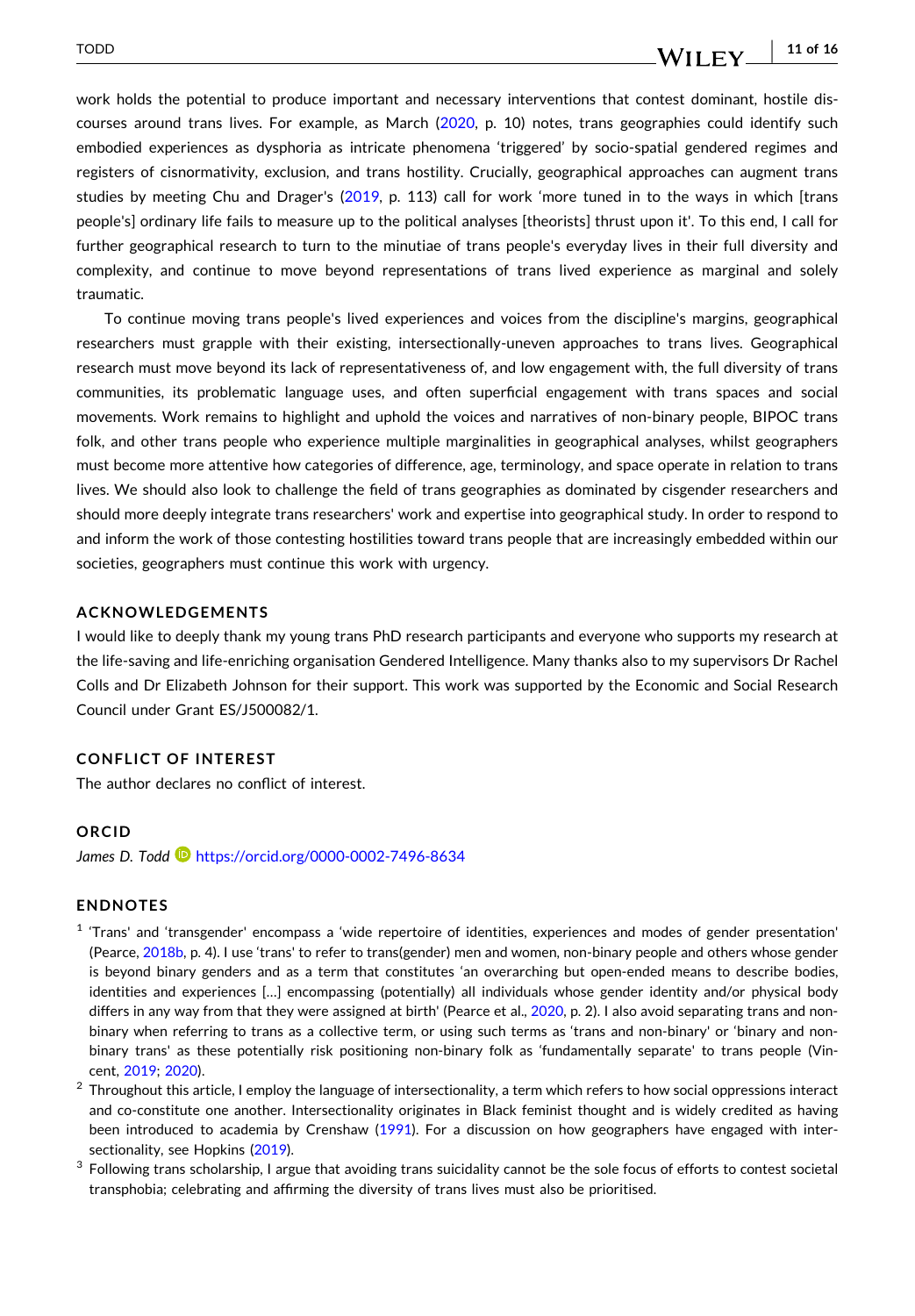work holds the potential to produce important and necessary interventions that contest dominant, hostile discourses around trans lives. For example, as March (2020, p. 10) notes, trans geographies could identify such embodied experiences as dysphoria as intricate phenomena 'triggered' by socio-spatial gendered regimes and registers of cisnormativity, exclusion, and trans hostility. Crucially, geographical approaches can augment trans studies by meeting Chu and Drager's (2019, p. 113) call for work 'more tuned in to the ways in which [trans people's] ordinary life fails to measure up to the political analyses [theorists] thrust upon it'. To this end, I call for further geographical research to turn to the minutiae of trans people's everyday lives in their full diversity and complexity, and continue to move beyond representations of trans lived experience as marginal and solely traumatic.

To continue moving trans people's lived experiences and voices from the discipline's margins, geographical researchers must grapple with their existing, intersectionally-uneven approaches to trans lives. Geographical research must move beyond its lack of representativeness of, and low engagement with, the full diversity of trans communities, its problematic language uses, and often superficial engagement with trans spaces and social movements. Work remains to highlight and uphold the voices and narratives of non-binary people, BIPOC trans folk, and other trans people who experience multiple marginalities in geographical analyses, whilst geographers must become more attentive how categories of difference, age, terminology, and space operate in relation to trans lives. We should also look to challenge the field of trans geographies as dominated by cisgender researchers and should more deeply integrate trans researchers' work and expertise into geographical study. In order to respond to and inform the work of those contesting hostilities toward trans people that are increasingly embedded within our societies, geographers must continue this work with urgency.

## ACKNOWLEDGEMENTS

I would like to deeply thank my young trans PhD research participants and everyone who supports my research at the life-saving and life-enriching organisation Gendered Intelligence. Many thanks also to my supervisors Dr Rachel Colls and Dr Elizabeth Johnson for their support. This work was supported by the Economic and Social Research Council under Grant ES/J500082/1.

## CONFLICT OF INTEREST

The author declares no conflict of interest.

## ORCID

*James D. Todd* https://orcid.org/0000-0002-7496-8634

## ENDNOTES

[1] 'Trans' and 'transgender' encompass a 'wide repertoire of identities, experiences and modes of gender presentation' (Pearce, 2018b, p. 4). I use 'trans' to refer to trans(gender) men and women, non-binary people and others whose gender is beyond binary genders and as a term that constitutes 'an overarching but open-ended means to describe bodies, identities and experiences [...] encompassing (potentially) all individuals whose gender identity and/or physical body differs in any way from that they were assigned at birth' (Pearce et al., 2020, p. 2). I also avoid separating trans and non-binary when referring to trans as a collective term, or using such terms as 'trans and non-binary' or 'binary and non-binary trans' as these potentially risk positioning non-binary folk as 'fundamentally separate' to trans people (Vincent, 2019; 2020).

[2] Throughout this article, I employ the language of intersectionality, a term which refers to how social oppressions interact and co-constitute one another. Intersectionality originates in Black feminist thought and is widely credited as having been introduced to academia by Crenshaw (1991). For a discussion on how geographers have engaged with intersectionality, see Hopkins (2019).

[3] Following trans scholarship, I argue that avoiding trans suicidality cannot be the sole focus of efforts to contest societal transphobia; celebrating and affirming the diversity of trans lives must also be prioritised.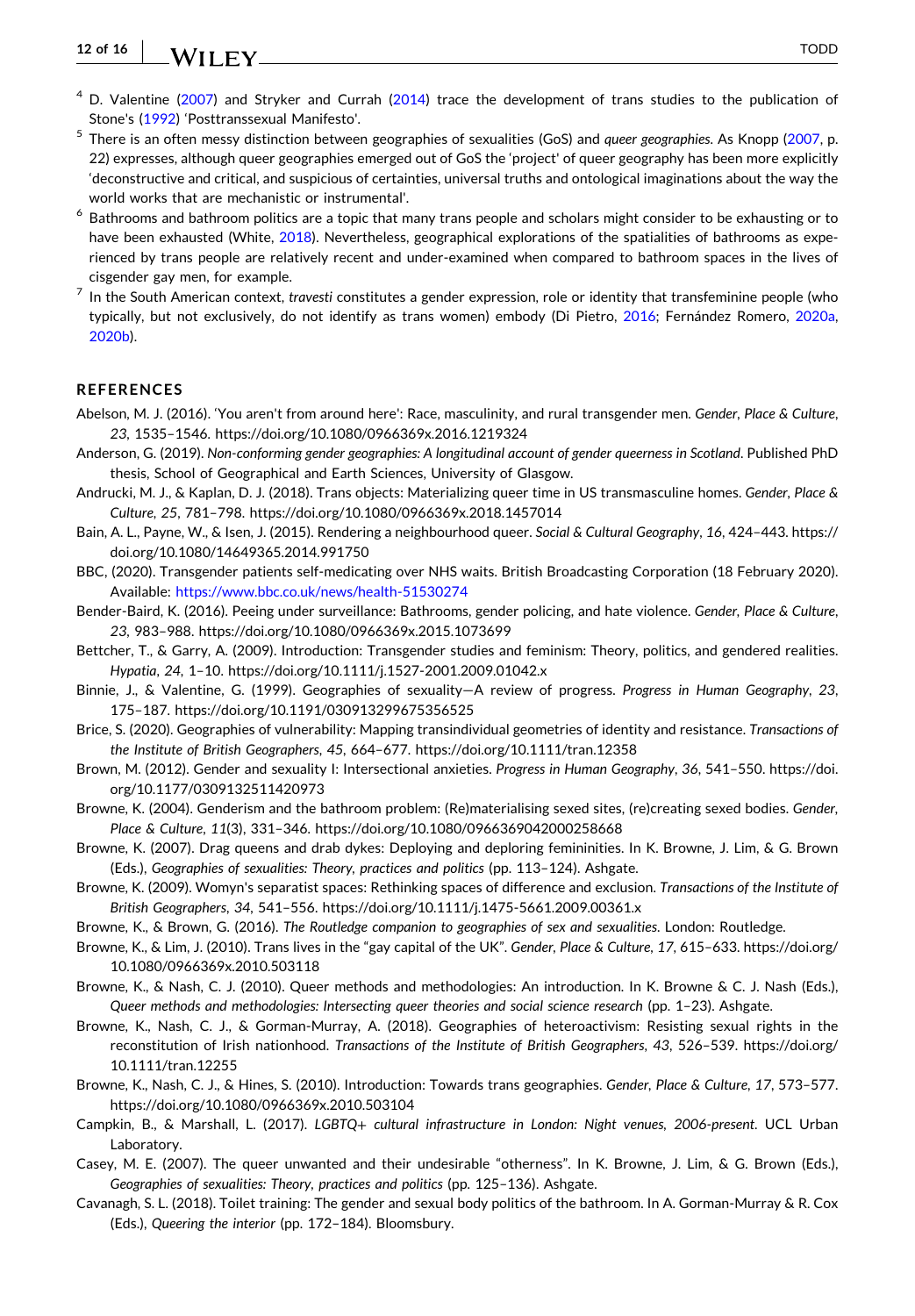[4] D. Valentine (2007) and Stryker and Currah (2014) trace the development of trans studies to the publication of Stone's (1992) 'Posttranssexual Manifesto'.

[5] There is an often messy distinction between geographies of sexualities (GoS) and *queer geographies*. As Knopp (2007, p. 22) expresses, although queer geographies emerged out of GoS the 'project' of queer geography has been more explicitly 'deconstructive and critical, and suspicious of certainties, universal truths and ontological imaginations about the way the world works that are mechanistic or instrumental'.

[6] Bathrooms and bathroom politics are a topic that many trans people and scholars might consider to be exhausting or to have been exhausted (White, 2018). Nevertheless, geographical explorations of the spatialities of bathrooms as experienced by trans people are relatively recent and under-examined when compared to bathroom spaces in the lives of cisgender gay men, for example.

[7] In the South American context, *travesti* constitutes a gender expression, role or identity that transfeminine people (who typically, but not exclusively, do not identify as trans women) embody (Di Pietro, 2016; Fernández Romero, 2020a, 2020b).

## REFERENCES

Abelson, M. J. (2016). 'You aren't from around here': Race, masculinity, and rural transgender men. *Gender, Place & Culture*, *23*, 1535–1546. https://doi.org/10.1080/0966369x.2016.1219324

Anderson, G. (2019). *Non-conforming gender geographies: A longitudinal account of gender queerness in Scotland*. Published PhD thesis, School of Geographical and Earth Sciences, University of Glasgow.

Andrucki, M. J., & Kaplan, D. J. (2018). Trans objects: Materializing queer time in US transmasculine homes. *Gender, Place & Culture*, *25*, 781–798. https://doi.org/10.1080/0966369x.2018.1457014

Bain, A. L., Payne, W., & Isen, J. (2015). Rendering a neighbourhood queer. *Social & Cultural Geography*, *16*, 424–443. https://doi.org/10.1080/14649365.2014.991750

BBC, (2020). Transgender patients self-medicating over NHS waits. British Broadcasting Corporation (18 February 2020). Available: https://www.bbc.co.uk/news/health-51530274

Bender-Baird, K. (2016). Peeing under surveillance: Bathrooms, gender policing, and hate violence. *Gender, Place & Culture*, *23*, 983–988. https://doi.org/10.1080/0966369x.2015.1073699

Bettcher, T., & Garry, A. (2009). Introduction: Transgender studies and feminism: Theory, politics, and gendered realities. *Hypatia*, *24*, 1–10. https://doi.org/10.1111/j.1527-2001.2009.01042.x

Binnie, J., & Valentine, G. (1999). Geographies of sexuality—A review of progress. *Progress in Human Geography*, *23*, 175–187. https://doi.org/10.1191/030913299675356525

Brice, S. (2020). Geographies of vulnerability: Mapping transindividual geometries of identity and resistance. *Transactions of the Institute of British Geographers*, *45*, 664–677. https://doi.org/10.1111/tran.12358

Brown, M. (2012). Gender and sexuality I: Intersectional anxieties. *Progress in Human Geography*, *36*, 541–550. https://doi.org/10.1177/0309132511420973

Browne, K. (2004). Genderism and the bathroom problem: (Re)materialising sexed sites, (re)creating sexed bodies. *Gender, Place & Culture*, *11*(3), 331–346. https://doi.org/10.1080/0966369042000258668

Browne, K. (2007). Drag queens and drab dykes: Deploying and deploring femininities. In K. Browne, J. Lim, & G. Brown (Eds.), *Geographies of sexualities: Theory, practices and politics* (pp. 113–124). Ashgate.

Browne, K. (2009). Womyn's separatist spaces: Rethinking spaces of difference and exclusion. *Transactions of the Institute of British Geographers*, *34*, 541–556. https://doi.org/10.1111/j.1475-5661.2009.00361.x

Browne, K., & Brown, G. (2016). *The Routledge companion to geographies of sex and sexualities*. London: Routledge.

Browne, K., & Lim, J. (2010). Trans lives in the "gay capital of the UK". *Gender, Place & Culture*, *17*, 615–633. https://doi.org/10.1080/0966369x.2010.503118

Browne, K., & Nash, C. J. (2010). Queer methods and methodologies: An introduction. In K. Browne & C. J. Nash (Eds.), *Queer methods and methodologies: Intersecting queer theories and social science research* (pp. 1–23). Ashgate.

Browne, K., Nash, C. J., & Gorman-Murray, A. (2018). Geographies of heteroactivism: Resisting sexual rights in the reconstitution of Irish nationhood. *Transactions of the Institute of British Geographers*, *43*, 526–539. https://doi.org/10.1111/tran.12255

Browne, K., Nash, C. J., & Hines, S. (2010). Introduction: Towards trans geographies. *Gender, Place & Culture*, *17*, 573–577. https://doi.org/10.1080/0966369x.2010.503104

Campkin, B., & Marshall, L. (2017). *LGBTQ+ cultural infrastructure in London: Night venues, 2006-present*. UCL Urban Laboratory.

Casey, M. E. (2007). The queer unwanted and their undesirable "otherness". In K. Browne, J. Lim, & G. Brown (Eds.), *Geographies of sexualities: Theory, practices and politics* (pp. 125–136). Ashgate.

Cavanagh, S. L. (2018). Toilet training: The gender and sexual body politics of the bathroom. In A. Gorman-Murray & R. Cox (Eds.), *Queering the interior* (pp. 172–184). Bloomsbury.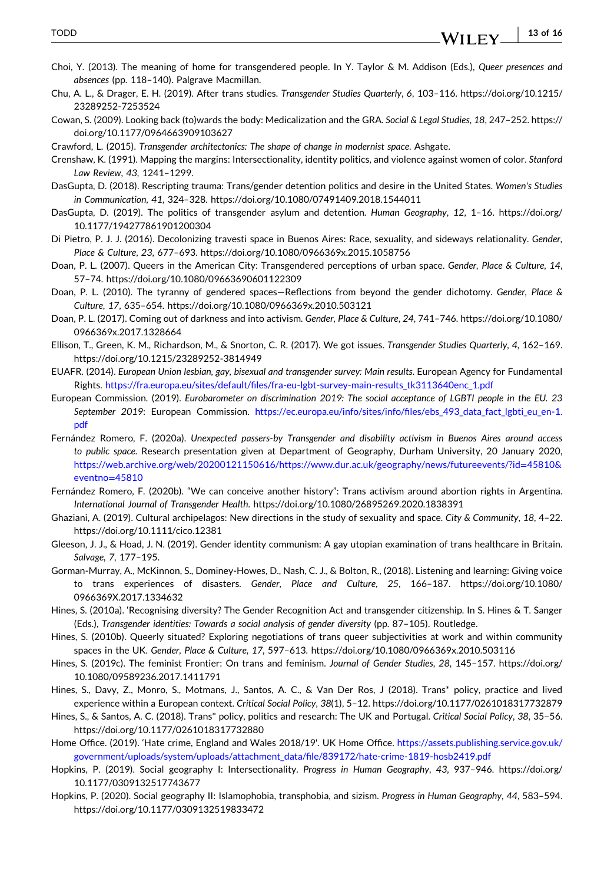Choi, Y. (2013). The meaning of home for transgendered people. In Y. Taylor & M. Addison (Eds.), *Queer presences and absences* (pp. 118–140). Palgrave Macmillan.

Chu, A. L., & Drager, E. H. (2019). After trans studies. *Transgender Studies Quarterly*, *6*, 103–116. https://doi.org/10.1215/23289252-7253524

Cowan, S. (2009). Looking back (to)wards the body: Medicalization and the GRA. *Social & Legal Studies*, *18*, 247–252. https://doi.org/10.1177/0964663909103627

Crawford, L. (2015). *Transgender architectonics: The shape of change in modernist space*. Ashgate.

Crenshaw, K. (1991). Mapping the margins: Intersectionality, identity politics, and violence against women of color. *Stanford Law Review*, *43*, 1241–1299.

DasGupta, D. (2018). Rescripting trauma: Trans/gender detention politics and desire in the United States. *Women's Studies in Communication*, *41*, 324–328. https://doi.org/10.1080/07491409.2018.1544011

DasGupta, D. (2019). The politics of transgender asylum and detention. *Human Geography*, *12*, 1–16. https://doi.org/10.1177/194277861901200304

Di Pietro, P. J. J. (2016). Decolonizing travesti space in Buenos Aires: Race, sexuality, and sideways relationality. *Gender, Place & Culture*, *23*, 677–693. https://doi.org/10.1080/0966369x.2015.1058756

Doan, P. L. (2007). Queers in the American City: Transgendered perceptions of urban space. *Gender, Place & Culture*, *14*, 57–74. https://doi.org/10.1080/09663690601122309

Doan, P. L. (2010). The tyranny of gendered spaces—Reflections from beyond the gender dichotomy. *Gender, Place & Culture*, *17*, 635–654. https://doi.org/10.1080/0966369x.2010.503121

Doan, P. L. (2017). Coming out of darkness and into activism. *Gender, Place & Culture*, *24*, 741–746. https://doi.org/10.1080/0966369x.2017.1328664

Ellison, T., Green, K. M., Richardson, M., & Snorton, C. R. (2017). We got issues. *Transgender Studies Quarterly*, *4*, 162–169. https://doi.org/10.1215/23289252-3814949

EUAFR. (2014). *European Union lesbian, gay, bisexual and transgender survey: Main results*. European Agency for Fundamental Rights. https://fra.europa.eu/sites/default/files/fra-eu-lgbt-survey-main-results_tk3113640enc_1.pdf

European Commission. (2019). *Eurobarometer on discrimination 2019: The social acceptance of LGBTI people in the EU. 23 September 2019*: European Commission. https://ec.europa.eu/info/sites/info/files/ebs_493_data_fact_lgbti_eu_en-1.pdf

Fernández Romero, F. (2020a). *Unexpected passers-by Transgender and disability activism in Buenos Aires around access to public space*. Research presentation given at Department of Geography, Durham University, 20 January 2020, https://web.archive.org/web/20200121150616/https://www.dur.ac.uk/geography/news/futureevents/?id=45810&eventno=45810

Fernández Romero, F. (2020b). "We can conceive another history": Trans activism around abortion rights in Argentina. *International Journal of Transgender Health*. https://doi.org/10.1080/26895269.2020.1838391

Ghaziani, A. (2019). Cultural archipelagos: New directions in the study of sexuality and space. *City & Community*, *18*, 4–22. https://doi.org/10.1111/cico.12381

Gleeson, J. J., & Hoad, J. N. (2019). Gender identity communism: A gay utopian examination of trans healthcare in Britain. *Salvage*, *7*, 177–195.

Gorman-Murray, A., McKinnon, S., Dominey-Howes, D., Nash, C. J., & Bolton, R., (2018). Listening and learning: Giving voice to trans experiences of disasters. *Gender, Place and Culture*, *25*, 166–187. https://doi.org/10.1080/0966369X.2017.1334632

Hines, S. (2010a). 'Recognising diversity? The Gender Recognition Act and transgender citizenship. In S. Hines & T. Sanger (Eds.), *Transgender identities: Towards a social analysis of gender diversity* (pp. 87–105). Routledge.

Hines, S. (2010b). Queerly situated? Exploring negotiations of trans queer subjectivities at work and within community spaces in the UK. *Gender, Place & Culture*, *17*, 597–613. https://doi.org/10.1080/0966369x.2010.503116

Hines, S. (2019c). The feminist Frontier: On trans and feminism. *Journal of Gender Studies*, *28*, 145–157. https://doi.org/10.1080/09589236.2017.1411791

Hines, S., Davy, Z., Monro, S., Motmans, J., Santos, A. C., & Van Der Ros, J (2018). Trans* policy, practice and lived experience within a European context. *Critical Social Policy*, *38*(1), 5–12. https://doi.org/10.1177/0261018317732879

Hines, S., & Santos, A. C. (2018). Trans* policy, politics and research: The UK and Portugal. *Critical Social Policy*, *38*, 35–56. https://doi.org/10.1177/0261018317732880

Home Office. (2019). 'Hate crime, England and Wales 2018/19'. UK Home Office. https://assets.publishing.service.gov.uk/government/uploads/system/uploads/attachment_data/file/839172/hate-crime-1819-hosb2419.pdf

Hopkins, P. (2019). Social geography I: Intersectionality. *Progress in Human Geography*, *43*, 937–946. https://doi.org/10.1177/0309132517743677

Hopkins, P. (2020). Social geography II: Islamophobia, transphobia, and sizism. *Progress in Human Geography*, *44*, 583–594. https://doi.org/10.1177/0309132519833472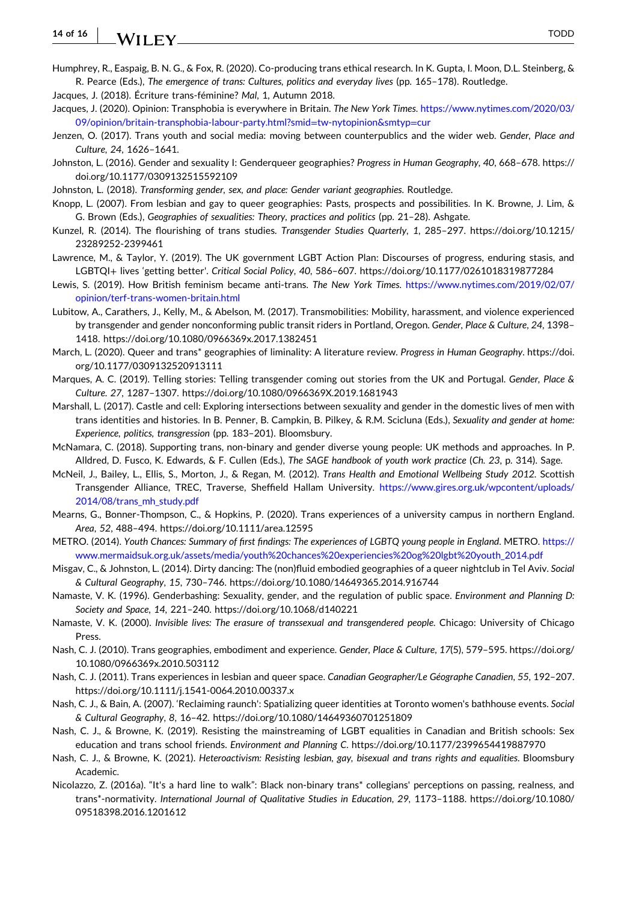Humphrey, R., Easpaig, B. N. G., & Fox, R. (2020). Co-producing trans ethical research. In K. Gupta, I. Moon, D.L. Steinberg, & R. Pearce (Eds.), *The emergence of trans: Cultures, politics and everyday lives* (pp. 165–178). Routledge.

Jacques, J. (2018). Écriture trans-féminine? *Mal*, 1, Autumn 2018.

Jacques, J. (2020). Opinion: Transphobia is everywhere in Britain. *The New York Times*. https://www.nytimes.com/2020/03/09/opinion/britain-transphobia-labour-party.html?smid=tw-nytopinion&smtyp=cur

Jenzen, O. (2017). Trans youth and social media: moving between counterpublics and the wider web. *Gender, Place and Culture*, *24*, 1626–1641.

Johnston, L. (2016). Gender and sexuality I: Genderqueer geographies? *Progress in Human Geography*, *40*, 668–678. https://doi.org/10.1177/0309132515592109

Johnston, L. (2018). *Transforming gender, sex, and place: Gender variant geographies*. Routledge.

Knopp, L. (2007). From lesbian and gay to queer geographies: Pasts, prospects and possibilities. In K. Browne, J. Lim, & G. Brown (Eds.), *Geographies of sexualities: Theory, practices and politics* (pp. 21–28). Ashgate.

Kunzel, R. (2014). The flourishing of trans studies. *Transgender Studies Quarterly*, *1*, 285–297. https://doi.org/10.1215/23289252-2399461

Lawrence, M., & Taylor, Y. (2019). The UK government LGBT Action Plan: Discourses of progress, enduring stasis, and LGBTQI+ lives 'getting better'. *Critical Social Policy*, *40*, 586–607. https://doi.org/10.1177/0261018319877284

Lewis, S. (2019). How British feminism became anti-trans. *The New York Times*. https://www.nytimes.com/2019/02/07/opinion/terf-trans-women-britain.html

Lubitow, A., Carathers, J., Kelly, M., & Abelson, M. (2017). Transmobilities: Mobility, harassment, and violence experienced by transgender and gender nonconforming public transit riders in Portland, Oregon. *Gender, Place & Culture*, *24*, 1398–1418. https://doi.org/10.1080/0966369x.2017.1382451

March, L. (2020). Queer and trans* geographies of liminality: A literature review. *Progress in Human Geography*. https://doi.org/10.1177/0309132520913111

Marques, A. C. (2019). Telling stories: Telling transgender coming out stories from the UK and Portugal. *Gender, Place & Culture. 27*, 1287–1307. https://doi.org/10.1080/0966369X.2019.1681943

Marshall, L. (2017). Castle and cell: Exploring intersections between sexuality and gender in the domestic lives of men with trans identities and histories. In B. Penner, B. Campkin, B. Pilkey, & R.M. Scicluna (Eds.), *Sexuality and gender at home: Experience, politics, transgression* (pp. 183–201). Bloomsbury.

McNamara, C. (2018). Supporting trans, non-binary and gender diverse young people: UK methods and approaches. In P. Alldred, D. Fusco, K. Edwards, & F. Cullen (Eds.), *The SAGE handbook of youth work practice* (*Ch. 23*, p. 314). Sage.

McNeil, J., Bailey, L., Ellis, S., Morton, J., & Regan, M. (2012). *Trans Health and Emotional Wellbeing Study 2012*. Scottish Transgender Alliance, TREC, Traverse, Sheffield Hallam University. https://www.gires.org.uk/wpcontent/uploads/2014/08/trans_mh_study.pdf

Mearns, G., Bonner-Thompson, C., & Hopkins, P. (2020). Trans experiences of a university campus in northern England. *Area*, *52*, 488–494. https://doi.org/10.1111/area.12595

METRO. (2014). *Youth Chances: Summary of first findings: The experiences of LGBTQ young people in England*. METRO. https://www.mermaidsuk.org.uk/assets/media/youth%20chances%20experiencies%20og%20lgbt%20youth_2014.pdf

Misgav, C., & Johnston, L. (2014). Dirty dancing: The (non)fluid embodied geographies of a queer nightclub in Tel Aviv. *Social & Cultural Geography*, *15*, 730–746. https://doi.org/10.1080/14649365.2014.916744

Namaste, V. K. (1996). Genderbashing: Sexuality, gender, and the regulation of public space. *Environment and Planning D: Society and Space*, *14*, 221–240. https://doi.org/10.1068/d140221

Namaste, V. K. (2000). *Invisible lives: The erasure of transsexual and transgendered people*. Chicago: University of Chicago Press.

Nash, C. J. (2010). Trans geographies, embodiment and experience. *Gender, Place & Culture*, *17*(5), 579–595. https://doi.org/10.1080/0966369x.2010.503112

Nash, C. J. (2011). Trans experiences in lesbian and queer space. *Canadian Geographer/Le Géographe Canadien*, *55*, 192–207. https://doi.org/10.1111/j.1541-0064.2010.00337.x

Nash, C. J., & Bain, A. (2007). 'Reclaiming raunch': Spatializing queer identities at Toronto women's bathhouse events. *Social & Cultural Geography*, *8*, 16–42. https://doi.org/10.1080/14649360701251809

Nash, C. J., & Browne, K. (2019). Resisting the mainstreaming of LGBT equalities in Canadian and British schools: Sex education and trans school friends. *Environment and Planning C*. https://doi.org/10.1177/2399654419887970

Nash, C. J., & Browne, K. (2021). *Heteroactivism: Resisting lesbian, gay, bisexual and trans rights and equalities*. Bloomsbury Academic.

Nicolazzo, Z. (2016a). "It's a hard line to walk": Black non-binary trans* collegians' perceptions on passing, realness, and trans*-normativity. *International Journal of Qualitative Studies in Education*, *29*, 1173–1188. https://doi.org/10.1080/09518398.2016.1201612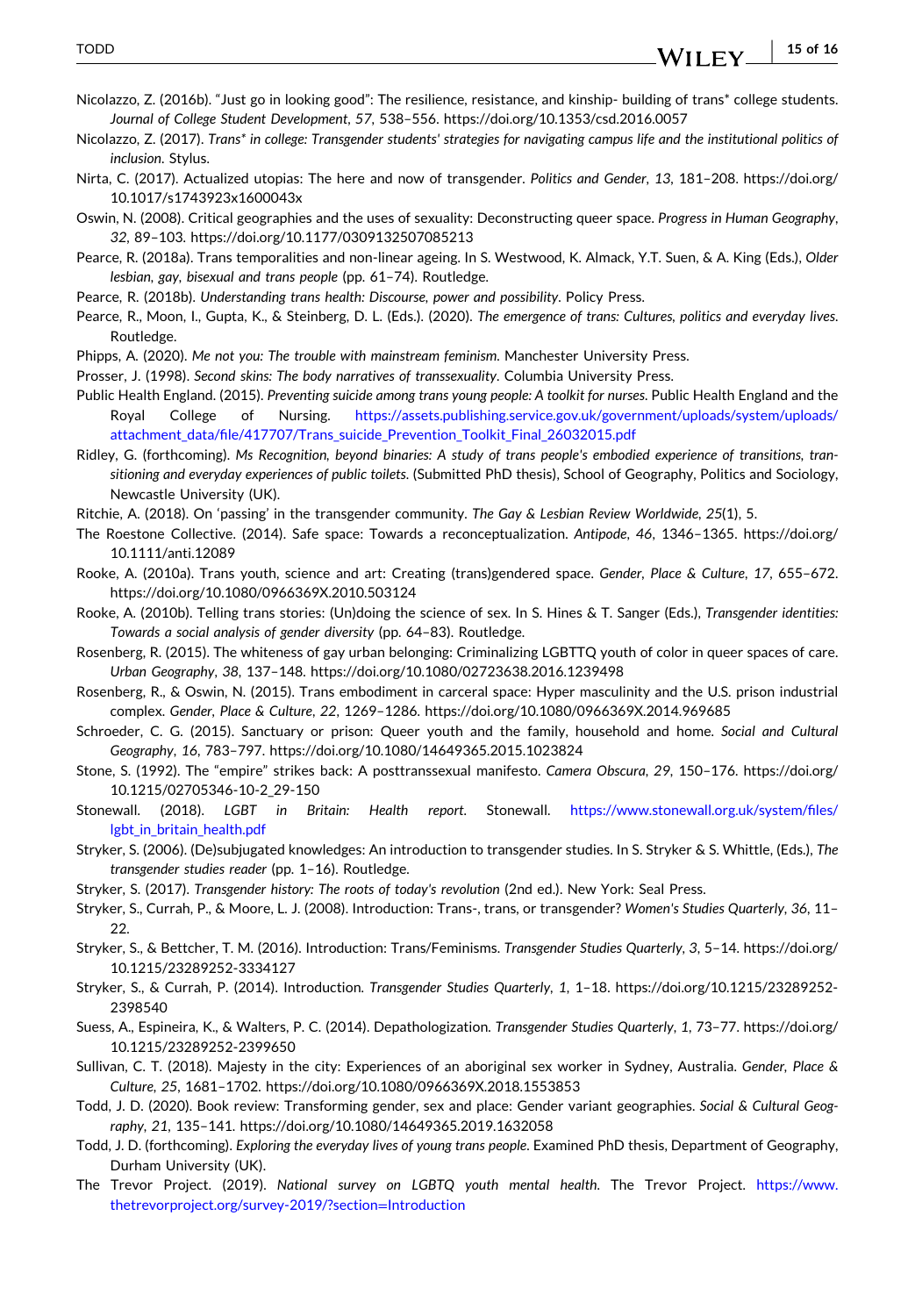Nicolazzo, Z. (2016b). "Just go in looking good": The resilience, resistance, and kinship- building of trans* college students. *Journal of College Student Development*, *57*, 538–556. https://doi.org/10.1353/csd.2016.0057

Nicolazzo, Z. (2017). *Trans* in college: Transgender students' strategies for navigating campus life and the institutional politics of inclusion*. Stylus.

Nirta, C. (2017). Actualized utopias: The here and now of transgender. *Politics and Gender*, *13*, 181–208. https://doi.org/10.1017/s1743923x1600043x

Oswin, N. (2008). Critical geographies and the uses of sexuality: Deconstructing queer space. *Progress in Human Geography*, *32*, 89–103. https://doi.org/10.1177/0309132507085213

Pearce, R. (2018a). Trans temporalities and non-linear ageing. In S. Westwood, K. Almack, Y.T. Suen, & A. King (Eds.), *Older lesbian, gay, bisexual and trans people* (pp. 61–74). Routledge.

Pearce, R. (2018b). *Understanding trans health: Discourse, power and possibility*. Policy Press.

Pearce, R., Moon, I., Gupta, K., & Steinberg, D. L. (Eds.). (2020). *The emergence of trans: Cultures, politics and everyday lives*. Routledge.

Phipps, A. (2020). *Me not you: The trouble with mainstream feminism*. Manchester University Press.

Prosser, J. (1998). *Second skins: The body narratives of transsexuality*. Columbia University Press.

Public Health England. (2015). *Preventing suicide among trans young people: A toolkit for nurses*. Public Health England and the Royal College of Nursing. https://assets.publishing.service.gov.uk/government/uploads/system/uploads/attachment_data/file/417707/Trans_suicide_Prevention_Toolkit_Final_26032015.pdf

Ridley, G. (forthcoming). *Ms Recognition, beyond binaries: A study of trans people's embodied experience of transitions, transitioning and everyday experiences of public toilets*. (Submitted PhD thesis), School of Geography, Politics and Sociology, Newcastle University (UK).

Ritchie, A. (2018). On 'passing' in the transgender community. *The Gay & Lesbian Review Worldwide*, *25*(1), 5.

The Roestone Collective. (2014). Safe space: Towards a reconceptualization. *Antipode*, *46*, 1346–1365. https://doi.org/10.1111/anti.12089

Rooke, A. (2010a). Trans youth, science and art: Creating (trans)gendered space. *Gender, Place & Culture*, *17*, 655–672. https://doi.org/10.1080/0966369X.2010.503124

Rooke, A. (2010b). Telling trans stories: (Un)doing the science of sex. In S. Hines & T. Sanger (Eds.), *Transgender identities: Towards a social analysis of gender diversity* (pp. 64–83). Routledge.

Rosenberg, R. (2015). The whiteness of gay urban belonging: Criminalizing LGBTTQ youth of color in queer spaces of care. *Urban Geography*, *38*, 137–148. https://doi.org/10.1080/02723638.2016.1239498

Rosenberg, R., & Oswin, N. (2015). Trans embodiment in carceral space: Hyper masculinity and the U.S. prison industrial complex. *Gender, Place & Culture*, *22*, 1269–1286. https://doi.org/10.1080/0966369X.2014.969685

Schroeder, C. G. (2015). Sanctuary or prison: Queer youth and the family, household and home. *Social and Cultural Geography*, *16*, 783–797. https://doi.org/10.1080/14649365.2015.1023824

Stone, S. (1992). The "empire" strikes back: A posttranssexual manifesto. *Camera Obscura*, *29*, 150–176. https://doi.org/10.1215/02705346-10-2_29-150

Stonewall. (2018). *LGBT in Britain: Health report*. Stonewall. https://www.stonewall.org.uk/system/files/lgbt_in_britain_health.pdf

Stryker, S. (2006). (De)subjugated knowledges: An introduction to transgender studies. In S. Stryker & S. Whittle, (Eds.), *The transgender studies reader* (pp. 1–16). Routledge.

Stryker, S. (2017). *Transgender history: The roots of today's revolution* (2nd ed.). New York: Seal Press.

Stryker, S., Currah, P., & Moore, L. J. (2008). Introduction: Trans-, trans, or transgender? *Women's Studies Quarterly*, *36*, 11–22.

Stryker, S., & Bettcher, T. M. (2016). Introduction: Trans/Feminisms. *Transgender Studies Quarterly*, *3*, 5–14. https://doi.org/10.1215/23289252-3334127

Stryker, S., & Currah, P. (2014). Introduction. *Transgender Studies Quarterly*, *1*, 1–18. https://doi.org/10.1215/23289252-2398540

Suess, A., Espineira, K., & Walters, P. C. (2014). Depathologization. *Transgender Studies Quarterly*, *1*, 73–77. https://doi.org/10.1215/23289252-2399650

Sullivan, C. T. (2018). Majesty in the city: Experiences of an aboriginal sex worker in Sydney, Australia. *Gender, Place & Culture*, *25*, 1681–1702. https://doi.org/10.1080/0966369X.2018.1553853

Todd, J. D. (2020). Book review: Transforming gender, sex and place: Gender variant geographies. *Social & Cultural Geography*, *21*, 135–141. https://doi.org/10.1080/14649365.2019.1632058

Todd, J. D. (forthcoming). *Exploring the everyday lives of young trans people*. Examined PhD thesis, Department of Geography, Durham University (UK).

The Trevor Project. (2019). *National survey on LGBTQ youth mental health*. The Trevor Project. https://www.thetrevorproject.org/survey-2019/?section=Introduction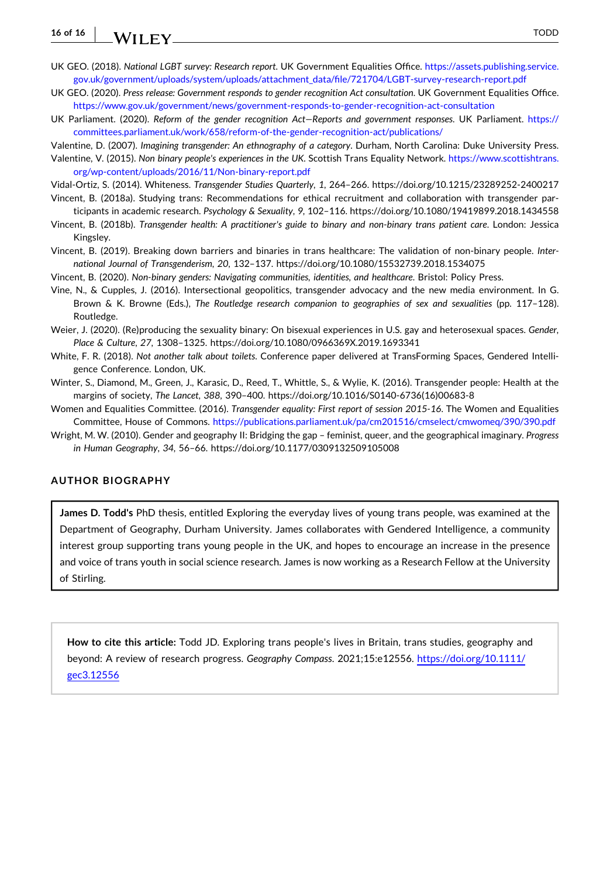UK GEO. (2018). *National LGBT survey: Research report*. UK Government Equalities Office. https://assets.publishing.service.gov.uk/government/uploads/system/uploads/attachment_data/file/721704/LGBT-survey-research-report.pdf

UK GEO. (2020). *Press release: Government responds to gender recognition Act consultation*. UK Government Equalities Office. https://www.gov.uk/government/news/government-responds-to-gender-recognition-act-consultation

UK Parliament. (2020). *Reform of the gender recognition Act—Reports and government responses*. UK Parliament. https://committees.parliament.uk/work/658/reform-of-the-gender-recognition-act/publications/

Valentine, D. (2007). *Imagining transgender: An ethnography of a category*. Durham, North Carolina: Duke University Press.

Valentine, V. (2015). *Non binary people's experiences in the UK*. Scottish Trans Equality Network. https://www.scottishtrans.org/wp-content/uploads/2016/11/Non-binary-report.pdf

Vidal-Ortiz, S. (2014). Whiteness. *Transgender Studies Quarterly*, *1*, 264–266. https://doi.org/10.1215/23289252-2400217

Vincent, B. (2018a). Studying trans: Recommendations for ethical recruitment and collaboration with transgender participants in academic research. *Psychology & Sexuality*, *9*, 102–116. https://doi.org/10.1080/19419899.2018.1434558

Vincent, B. (2018b). *Transgender health: A practitioner's guide to binary and non-binary trans patient care*. London: Jessica Kingsley.

Vincent, B. (2019). Breaking down barriers and binaries in trans healthcare: The validation of non-binary people. *International Journal of Transgenderism*, *20*, 132–137. https://doi.org/10.1080/15532739.2018.1534075

Vincent, B. (2020). *Non-binary genders: Navigating communities, identities, and healthcare*. Bristol: Policy Press.

Vine, N., & Cupples, J. (2016). Intersectional geopolitics, transgender advocacy and the new media environment. In G. Brown & K. Browne (Eds.), *The Routledge research companion to geographies of sex and sexualities* (pp. 117–128). Routledge.

Weier, J. (2020). (Re)producing the sexuality binary: On bisexual experiences in U.S. gay and heterosexual spaces. *Gender, Place & Culture*, *27*, 1308–1325. https://doi.org/10.1080/0966369X.2019.1693341

White, F. R. (2018). *Not another talk about toilets*. Conference paper delivered at TransForming Spaces, Gendered Intelligence Conference. London, UK.

Winter, S., Diamond, M., Green, J., Karasic, D., Reed, T., Whittle, S., & Wylie, K. (2016). Transgender people: Health at the margins of society, *The Lancet*, *388*, 390–400. https://doi.org/10.1016/S0140-6736(16)00683-8

Women and Equalities Committee. (2016). *Transgender equality: First report of session 2015-16*. The Women and Equalities Committee, House of Commons. https://publications.parliament.uk/pa/cm201516/cmselect/cmwomeq/390/390.pdf

Wright, M. W. (2010). Gender and geography II: Bridging the gap – feminist, queer, and the geographical imaginary. *Progress in Human Geography*, *34*, 56–66. https://doi.org/10.1177/0309132509105008

## AUTHOR BIOGRAPHY

**James D. Todd's** PhD thesis, entitled Exploring the everyday lives of young trans people, was examined at the Department of Geography, Durham University. James collaborates with Gendered Intelligence, a community interest group supporting trans young people in the UK, and hopes to encourage an increase in the presence and voice of trans youth in social science research. James is now working as a Research Fellow at the University of Stirling.

**How to cite this article:** Todd JD. Exploring trans people's lives in Britain, trans studies, geography and beyond: A review of research progress. *Geography Compass*. 2021;15:e12556. https://doi.org/10.1111/gec3.12556